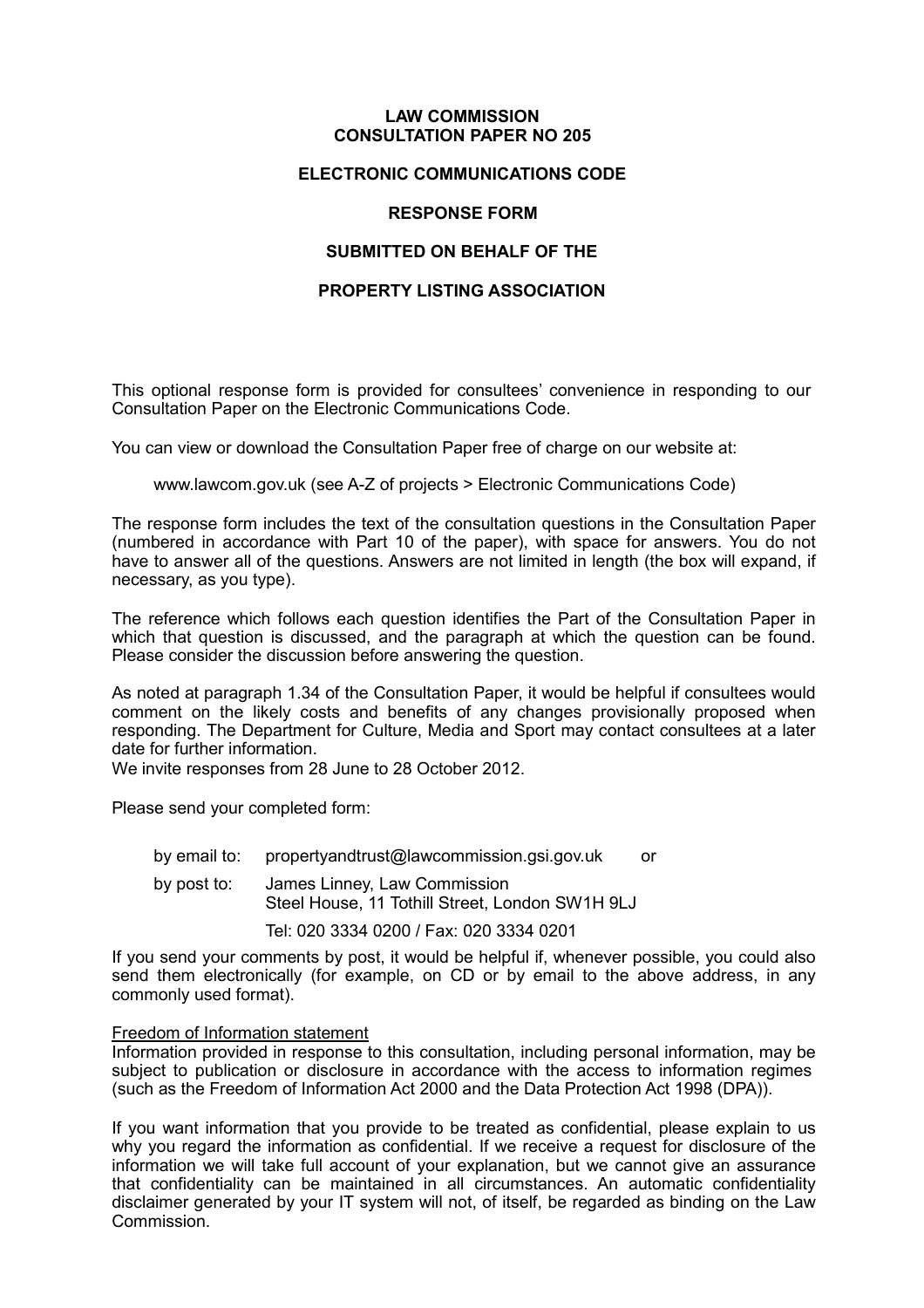# LAW COMMISSION
# CONSULTATION PAPER NO 205

## ELECTRONIC COMMUNICATIONS CODE

## RESPONSE FORM

## SUBMITTED ON BEHALF OF THE

## PROPERTY LISTING ASSOCIATION

This optional response form is provided for consultees' convenience in responding to our Consultation Paper on the Electronic Communications Code.

You can view or download the Consultation Paper free of charge on our website at:

www.lawcom.gov.uk (see A-Z of projects > Electronic Communications Code)

The response form includes the text of the consultation questions in the Consultation Paper (numbered in accordance with Part 10 of the paper), with space for answers. You do not have to answer all of the questions. Answers are not limited in length (the box will expand, if necessary, as you type).

The reference which follows each question identifies the Part of the Consultation Paper in which that question is discussed, and the paragraph at which the question can be found. Please consider the discussion before answering the question.

As noted at paragraph 1.34 of the Consultation Paper, it would be helpful if consultees would comment on the likely costs and benefits of any changes provisionally proposed when responding. The Department for Culture, Media and Sport may contact consultees at a later date for further information.
We invite responses from 28 June to 28 October 2012.

Please send your completed form:

by email to: propertyandtrust@lawcommission.gsi.gov.uk or

by post to: James Linney, Law Commission
Steel House, 11 Tothill Street, London SW1H 9LJ

Tel: 020 3334 0200 / Fax: 020 3334 0201

If you send your comments by post, it would be helpful if, whenever possible, you could also send them electronically (for example, on CD or by email to the above address, in any commonly used format).

Freedom of Information statement
Information provided in response to this consultation, including personal information, may be subject to publication or disclosure in accordance with the access to information regimes (such as the Freedom of Information Act 2000 and the Data Protection Act 1998 (DPA)).

If you want information that you provide to be treated as confidential, please explain to us why you regard the information as confidential. If we receive a request for disclosure of the information we will take full account of your explanation, but we cannot give an assurance that confidentiality can be maintained in all circumstances. An automatic confidentiality disclaimer generated by your IT system will not, of itself, be regarded as binding on the Law Commission.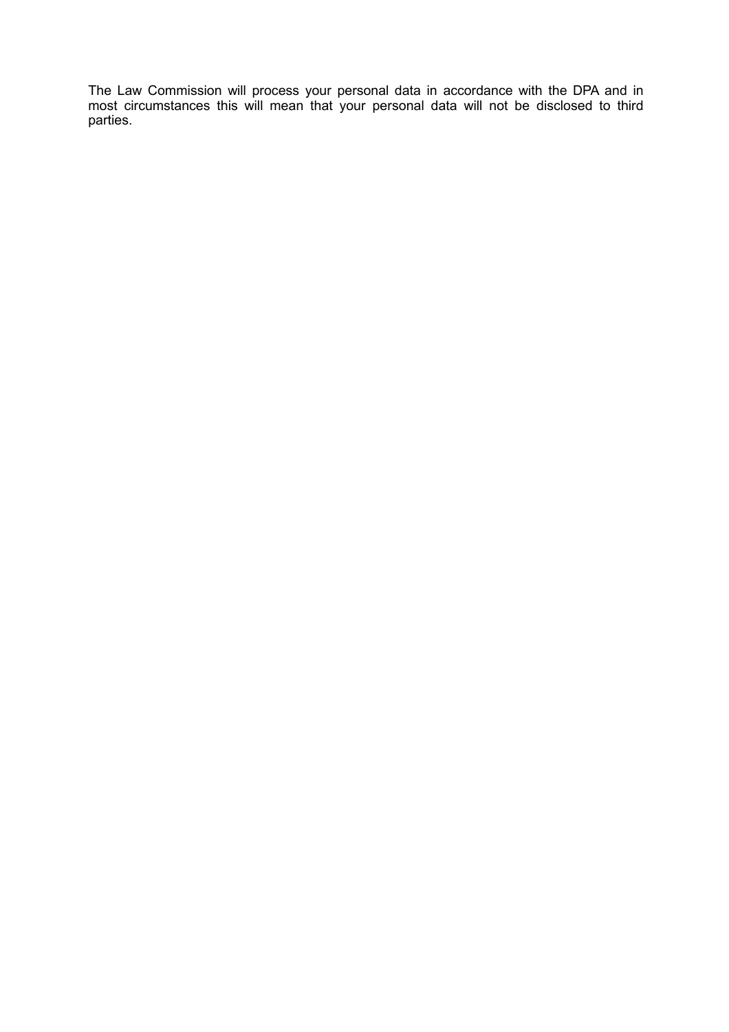The Law Commission will process your personal data in accordance with the DPA and in most circumstances this will mean that your personal data will not be disclosed to third parties.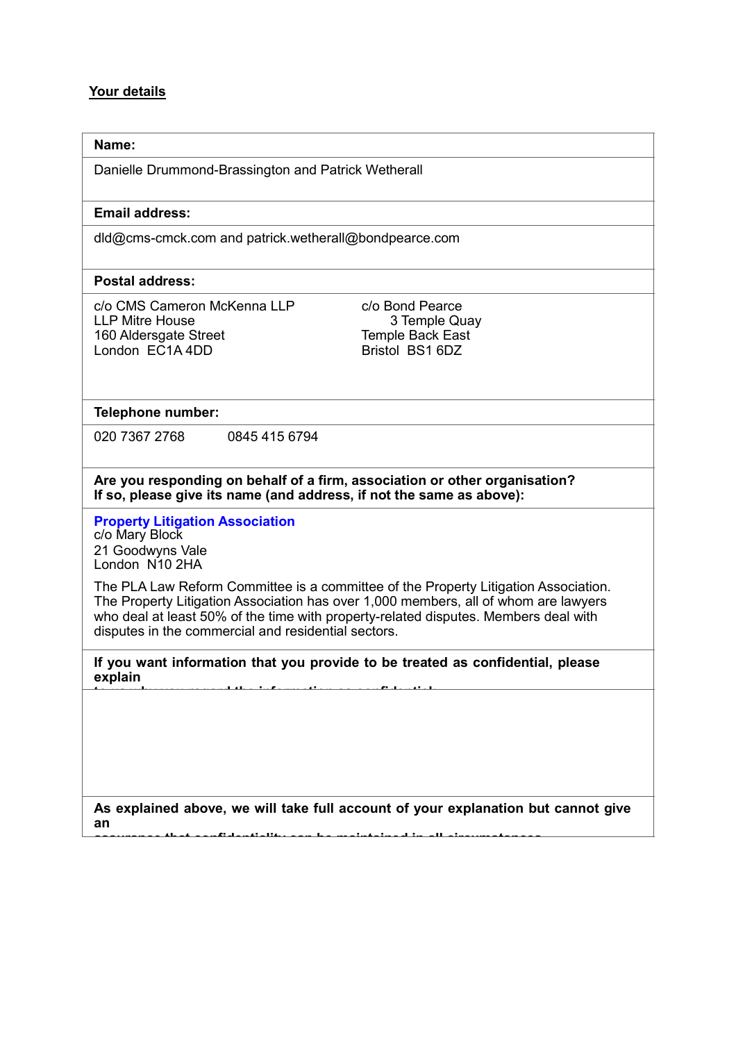## Your details

| **Name:** |
|---|
| Danielle Drummond-Brassington and Patrick Wetherall |
| **Email address:** |
| dld@cms-cmck.com and patrick.wetherall@bondpearce.com |
| **Postal address:** |
| c/o CMS Cameron McKenna LLP, LLP Mitre House, 160 Aldersgate Street, London EC1A 4DD<br>c/o Bond Pearce, 3 Temple Quay, Temple Back East, Bristol BS1 6DZ |
| **Telephone number:** |
| 020 7367 2768 &nbsp;&nbsp;&nbsp; 0845 415 6794 |
| **Are you responding on behalf of a firm, association or other organisation? If so, please give its name (and address, if not the same as above):** |
| **Property Litigation Association**<br>c/o Mary Block<br>21 Goodwyns Vale<br>London N10 2HA<br><br>The PLA Law Reform Committee is a committee of the Property Litigation Association. The Property Litigation Association has over 1,000 members, all of whom are lawyers who deal at least 50% of the time with property-related disputes. Members deal with disputes in the commercial and residential sectors. |
| **If you want information that you provide to be treated as confidential, please explain to us why you regard the information as confidential** |
| |
| **As explained above, we will take full account of your explanation but cannot give an assurance that confidentiality can be maintained in all circumstances.** |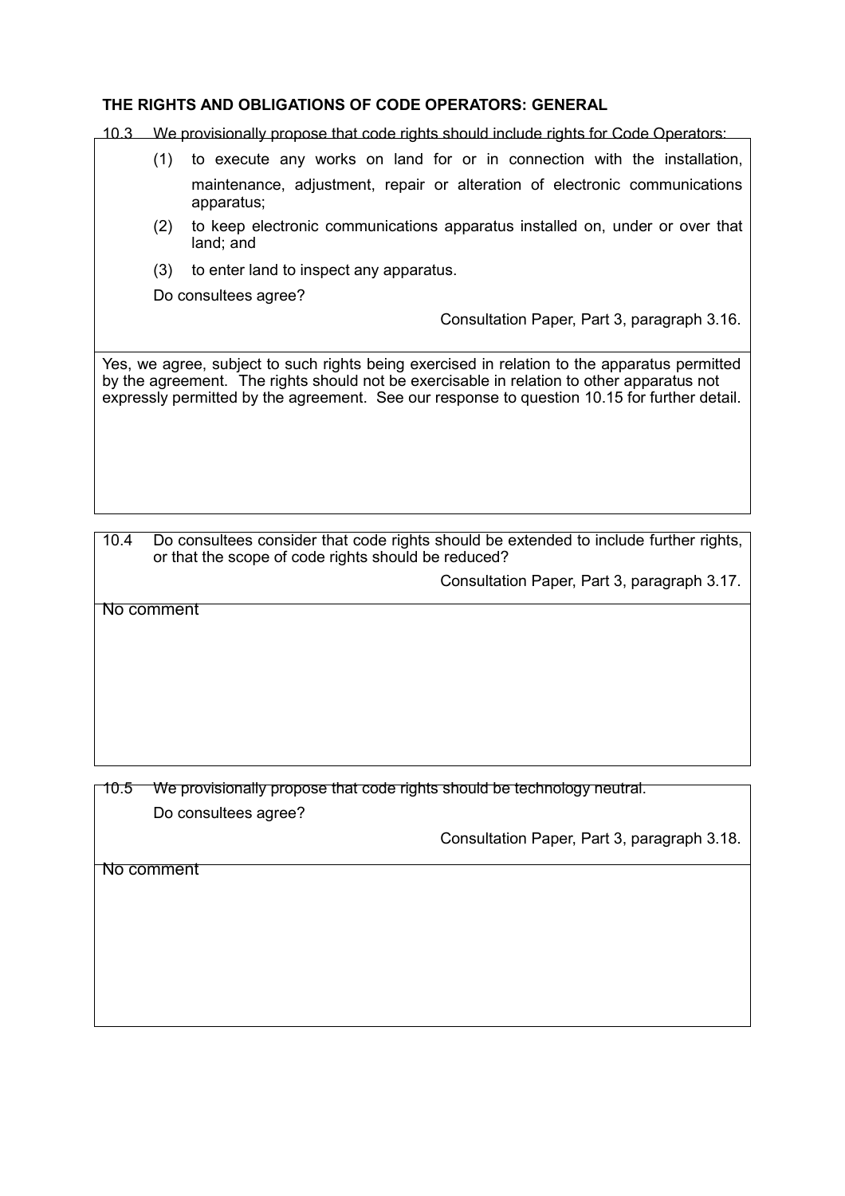**THE RIGHTS AND OBLIGATIONS OF CODE OPERATORS: GENERAL**

10.3 We provisionally propose that code rights should include rights for Code Operators:

(1) to execute any works on land for or in connection with the installation, maintenance, adjustment, repair or alteration of electronic communications apparatus;

(2) to keep electronic communications apparatus installed on, under or over that land; and

(3) to enter land to inspect any apparatus.

Do consultees agree?

Consultation Paper, Part 3, paragraph 3.16.

Yes, we agree, subject to such rights being exercised in relation to the apparatus permitted by the agreement. The rights should not be exercisable in relation to other apparatus not expressly permitted by the agreement. See our response to question 10.15 for further detail.

10.4 Do consultees consider that code rights should be extended to include further rights, or that the scope of code rights should be reduced?

Consultation Paper, Part 3, paragraph 3.17.

No comment

10.5 We provisionally propose that code rights should be technology neutral.

Do consultees agree?

Consultation Paper, Part 3, paragraph 3.18.

No comment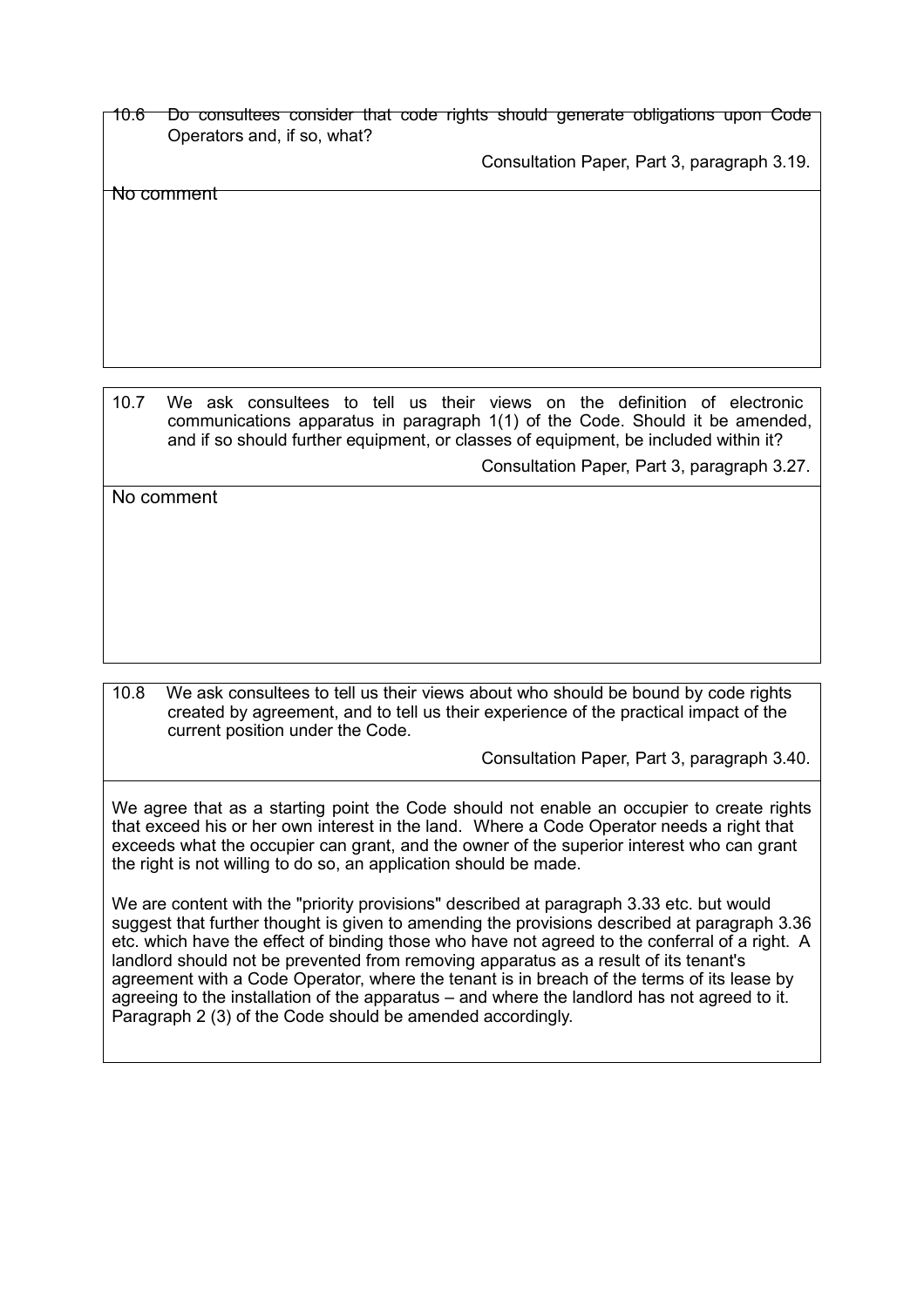10.6 Do consultees consider that code rights should generate obligations upon Code Operators and, if so, what?

Consultation Paper, Part 3, paragraph 3.19.

No comment

10.7 We ask consultees to tell us their views on the definition of electronic communications apparatus in paragraph 1(1) of the Code. Should it be amended, and if so should further equipment, or classes of equipment, be included within it?

Consultation Paper, Part 3, paragraph 3.27.

No comment

10.8 We ask consultees to tell us their views about who should be bound by code rights created by agreement, and to tell us their experience of the practical impact of the current position under the Code.

Consultation Paper, Part 3, paragraph 3.40.

We agree that as a starting point the Code should not enable an occupier to create rights that exceed his or her own interest in the land. Where a Code Operator needs a right that exceeds what the occupier can grant, and the owner of the superior interest who can grant the right is not willing to do so, an application should be made.

We are content with the "priority provisions" described at paragraph 3.33 etc. but would suggest that further thought is given to amending the provisions described at paragraph 3.36 etc. which have the effect of binding those who have not agreed to the conferral of a right. A landlord should not be prevented from removing apparatus as a result of its tenant's agreement with a Code Operator, where the tenant is in breach of the terms of its lease by agreeing to the installation of the apparatus – and where the landlord has not agreed to it. Paragraph 2 (3) of the Code should be amended accordingly.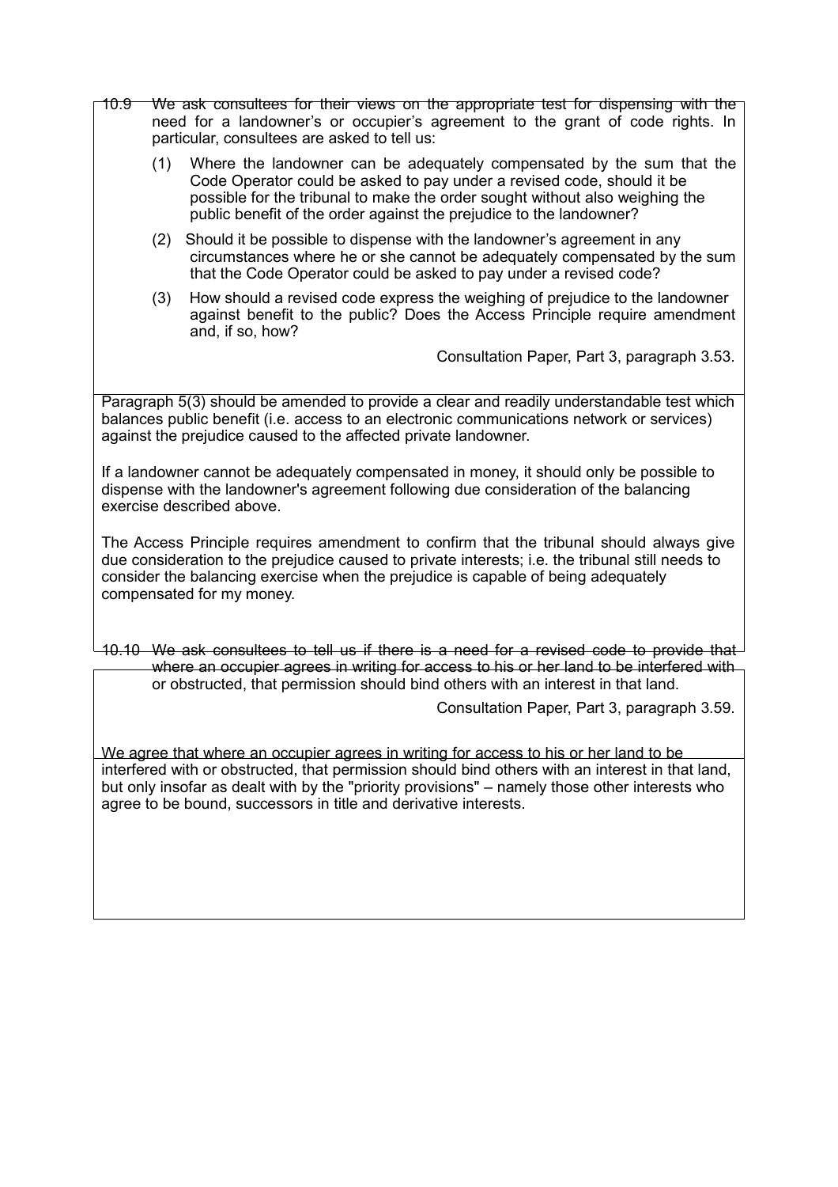10.9 We ask consultees for their views on the appropriate test for dispensing with the need for a landowner's or occupier's agreement to the grant of code rights. In particular, consultees are asked to tell us:

(1) Where the landowner can be adequately compensated by the sum that the Code Operator could be asked to pay under a revised code, should it be possible for the tribunal to make the order sought without also weighing the public benefit of the order against the prejudice to the landowner?

(2) Should it be possible to dispense with the landowner's agreement in any circumstances where he or she cannot be adequately compensated by the sum that the Code Operator could be asked to pay under a revised code?

(3) How should a revised code express the weighing of prejudice to the landowner against benefit to the public? Does the Access Principle require amendment and, if so, how?

Consultation Paper, Part 3, paragraph 3.53.

Paragraph 5(3) should be amended to provide a clear and readily understandable test which balances public benefit (i.e. access to an electronic communications network or services) against the prejudice caused to the affected private landowner.

If a landowner cannot be adequately compensated in money, it should only be possible to dispense with the landowner's agreement following due consideration of the balancing exercise described above.

The Access Principle requires amendment to confirm that the tribunal should always give due consideration to the prejudice caused to private interests; i.e. the tribunal still needs to consider the balancing exercise when the prejudice is capable of being adequately compensated for my money.

10.10 We ask consultees to tell us if there is a need for a revised code to provide that where an occupier agrees in writing for access to his or her land to be interfered with or obstructed, that permission should bind others with an interest in that land.

Consultation Paper, Part 3, paragraph 3.59.

We agree that where an occupier agrees in writing for access to his or her land to be interfered with or obstructed, that permission should bind others with an interest in that land, but only insofar as dealt with by the "priority provisions" – namely those other interests who agree to be bound, successors in title and derivative interests.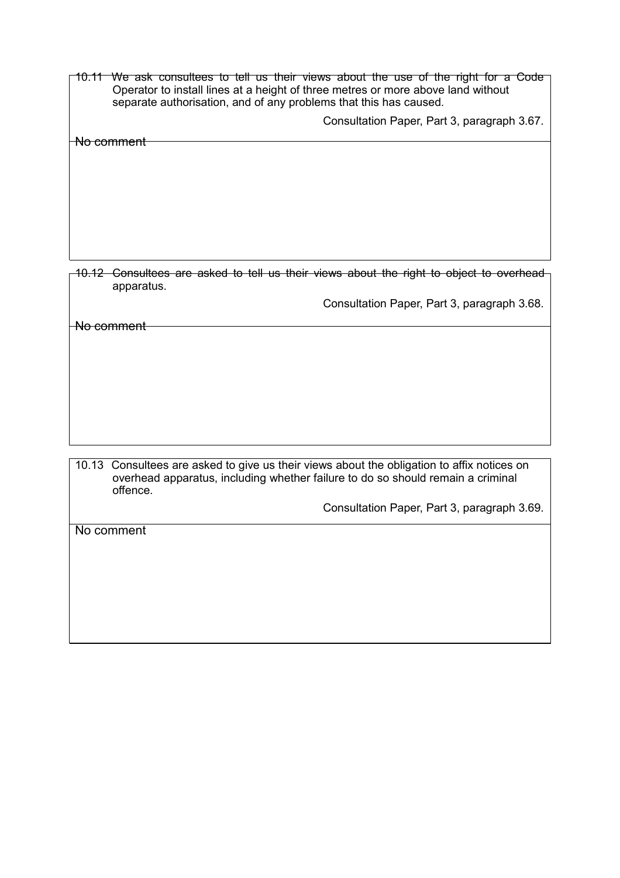10.11 We ask consultees to tell us their views about the use of the right for a Code Operator to install lines at a height of three metres or more above land without separate authorisation, and of any problems that this has caused.

Consultation Paper, Part 3, paragraph 3.67.

No comment

10.12 Consultees are asked to tell us their views about the right to object to overhead apparatus.

Consultation Paper, Part 3, paragraph 3.68.

No comment

10.13 Consultees are asked to give us their views about the obligation to affix notices on overhead apparatus, including whether failure to do so should remain a criminal offence.

Consultation Paper, Part 3, paragraph 3.69.

No comment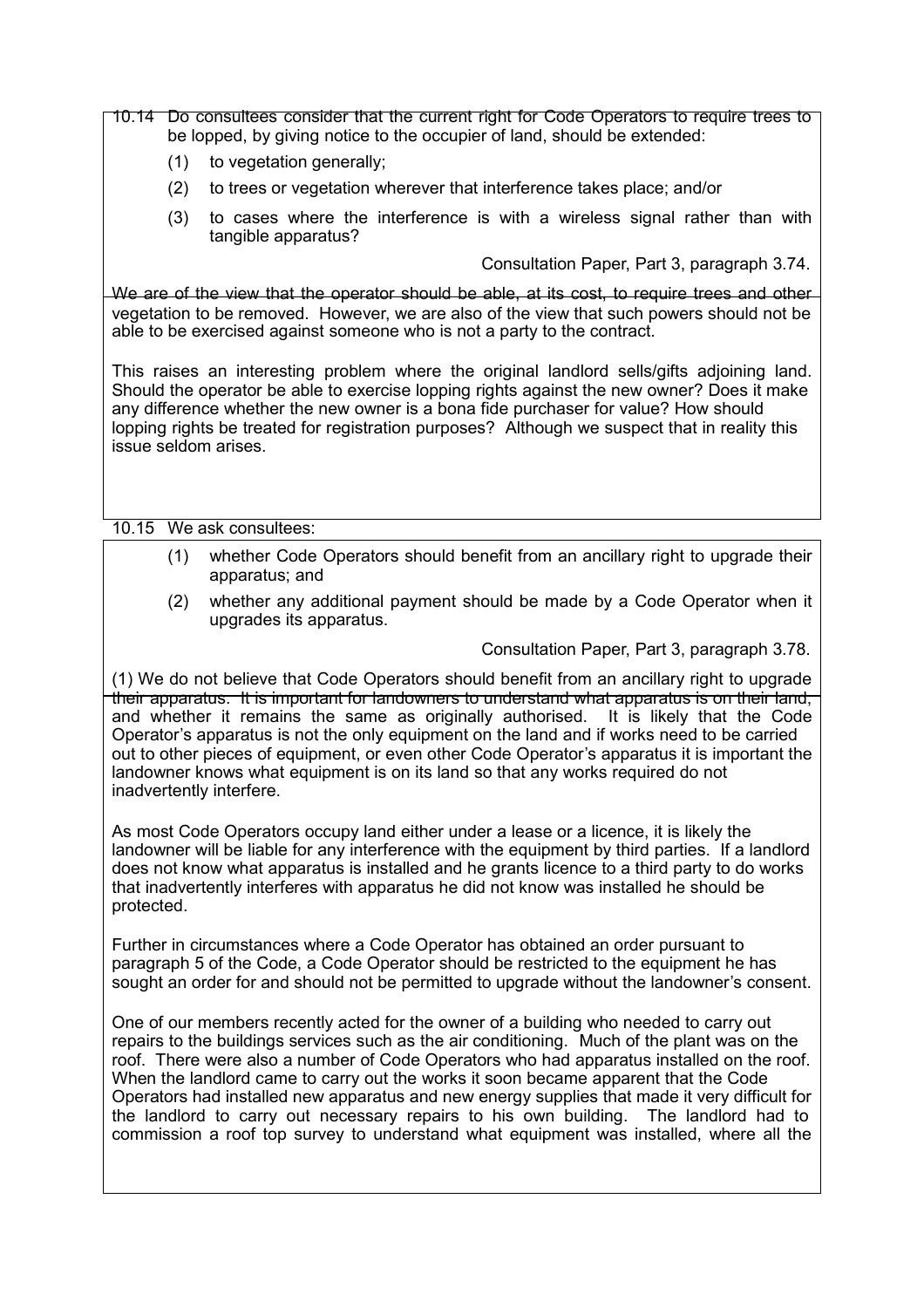10.14 Do consultees consider that the current right for Code Operators to require trees to be lopped, by giving notice to the occupier of land, should be extended:

(1) to vegetation generally;

(2) to trees or vegetation wherever that interference takes place; and/or

(3) to cases where the interference is with a wireless signal rather than with tangible apparatus?

Consultation Paper, Part 3, paragraph 3.74.

We are of the view that the operator should be able, at its cost, to require trees and other vegetation to be removed. However, we are also of the view that such powers should not be able to be exercised against someone who is not a party to the contract.

This raises an interesting problem where the original landlord sells/gifts adjoining land. Should the operator be able to exercise lopping rights against the new owner? Does it make any difference whether the new owner is a bona fide purchaser for value? How should lopping rights be treated for registration purposes? Although we suspect that in reality this issue seldom arises.

10.15 We ask consultees:

(1) whether Code Operators should benefit from an ancillary right to upgrade their apparatus; and

(2) whether any additional payment should be made by a Code Operator when it upgrades its apparatus.

Consultation Paper, Part 3, paragraph 3.78.

(1) We do not believe that Code Operators should benefit from an ancillary right to upgrade their apparatus. It is important for landowners to understand what apparatus is on their land, and whether it remains the same as originally authorised. It is likely that the Code Operator's apparatus is not the only equipment on the land and if works need to be carried out to other pieces of equipment, or even other Code Operator's apparatus it is important the landowner knows what equipment is on its land so that any works required do not inadvertently interfere.

As most Code Operators occupy land either under a lease or a licence, it is likely the landowner will be liable for any interference with the equipment by third parties. If a landlord does not know what apparatus is installed and he grants licence to a third party to do works that inadvertently interferes with apparatus he did not know was installed he should be protected.

Further in circumstances where a Code Operator has obtained an order pursuant to paragraph 5 of the Code, a Code Operator should be restricted to the equipment he has sought an order for and should not be permitted to upgrade without the landowner's consent.

One of our members recently acted for the owner of a building who needed to carry out repairs to the buildings services such as the air conditioning. Much of the plant was on the roof. There were also a number of Code Operators who had apparatus installed on the roof. When the landlord came to carry out the works it soon became apparent that the Code Operators had installed new apparatus and new energy supplies that made it very difficult for the landlord to carry out necessary repairs to his own building. The landlord had to commission a roof top survey to understand what equipment was installed, where all the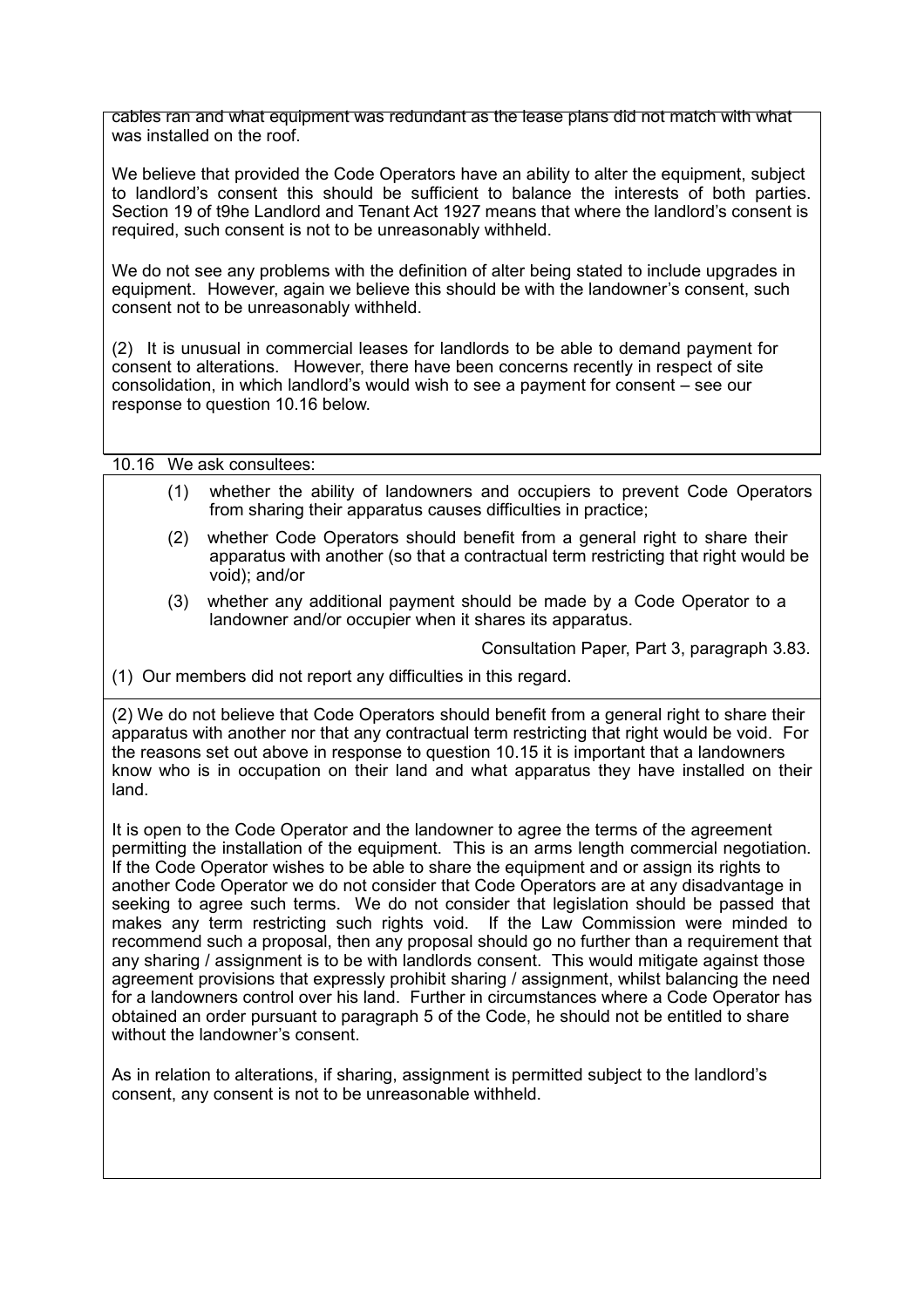cables ran and what equipment was redundant as the lease plans did not match with what was installed on the roof.

We believe that provided the Code Operators have an ability to alter the equipment, subject to landlord's consent this should be sufficient to balance the interests of both parties. Section 19 of t9he Landlord and Tenant Act 1927 means that where the landlord's consent is required, such consent is not to be unreasonably withheld.

We do not see any problems with the definition of alter being stated to include upgrades in equipment. However, again we believe this should be with the landowner's consent, such consent not to be unreasonably withheld.

(2) It is unusual in commercial leases for landlords to be able to demand payment for consent to alterations. However, there have been concerns recently in respect of site consolidation, in which landlord's would wish to see a payment for consent – see our response to question 10.16 below.

10.16 We ask consultees:

(1) whether the ability of landowners and occupiers to prevent Code Operators from sharing their apparatus causes difficulties in practice;

(2) whether Code Operators should benefit from a general right to share their apparatus with another (so that a contractual term restricting that right would be void); and/or

(3) whether any additional payment should be made by a Code Operator to a landowner and/or occupier when it shares its apparatus.

Consultation Paper, Part 3, paragraph 3.83.

(1) Our members did not report any difficulties in this regard.

(2) We do not believe that Code Operators should benefit from a general right to share their apparatus with another nor that any contractual term restricting that right would be void. For the reasons set out above in response to question 10.15 it is important that a landowners know who is in occupation on their land and what apparatus they have installed on their land.

It is open to the Code Operator and the landowner to agree the terms of the agreement permitting the installation of the equipment. This is an arms length commercial negotiation. If the Code Operator wishes to be able to share the equipment and or assign its rights to another Code Operator we do not consider that Code Operators are at any disadvantage in seeking to agree such terms. We do not consider that legislation should be passed that makes any term restricting such rights void. If the Law Commission were minded to recommend such a proposal, then any proposal should go no further than a requirement that any sharing / assignment is to be with landlords consent. This would mitigate against those agreement provisions that expressly prohibit sharing / assignment, whilst balancing the need for a landowners control over his land. Further in circumstances where a Code Operator has obtained an order pursuant to paragraph 5 of the Code, he should not be entitled to share without the landowner's consent.

As in relation to alterations, if sharing, assignment is permitted subject to the landlord's consent, any consent is not to be unreasonable withheld.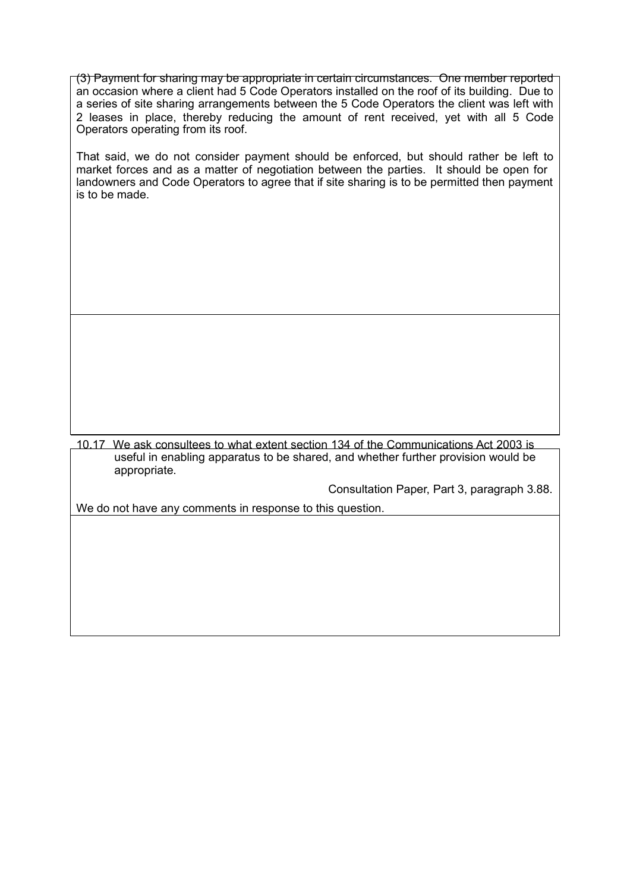(3) Payment for sharing may be appropriate in certain circumstances. One member reported an occasion where a client had 5 Code Operators installed on the roof of its building. Due to a series of site sharing arrangements between the 5 Code Operators the client was left with 2 leases in place, thereby reducing the amount of rent received, yet with all 5 Code Operators operating from its roof.

That said, we do not consider payment should be enforced, but should rather be left to market forces and as a matter of negotiation between the parties. It should be open for landowners and Code Operators to agree that if site sharing is to be permitted then payment is to be made.

10.17 We ask consultees to what extent section 134 of the Communications Act 2003 is useful in enabling apparatus to be shared, and whether further provision would be appropriate.

Consultation Paper, Part 3, paragraph 3.88.

We do not have any comments in response to this question.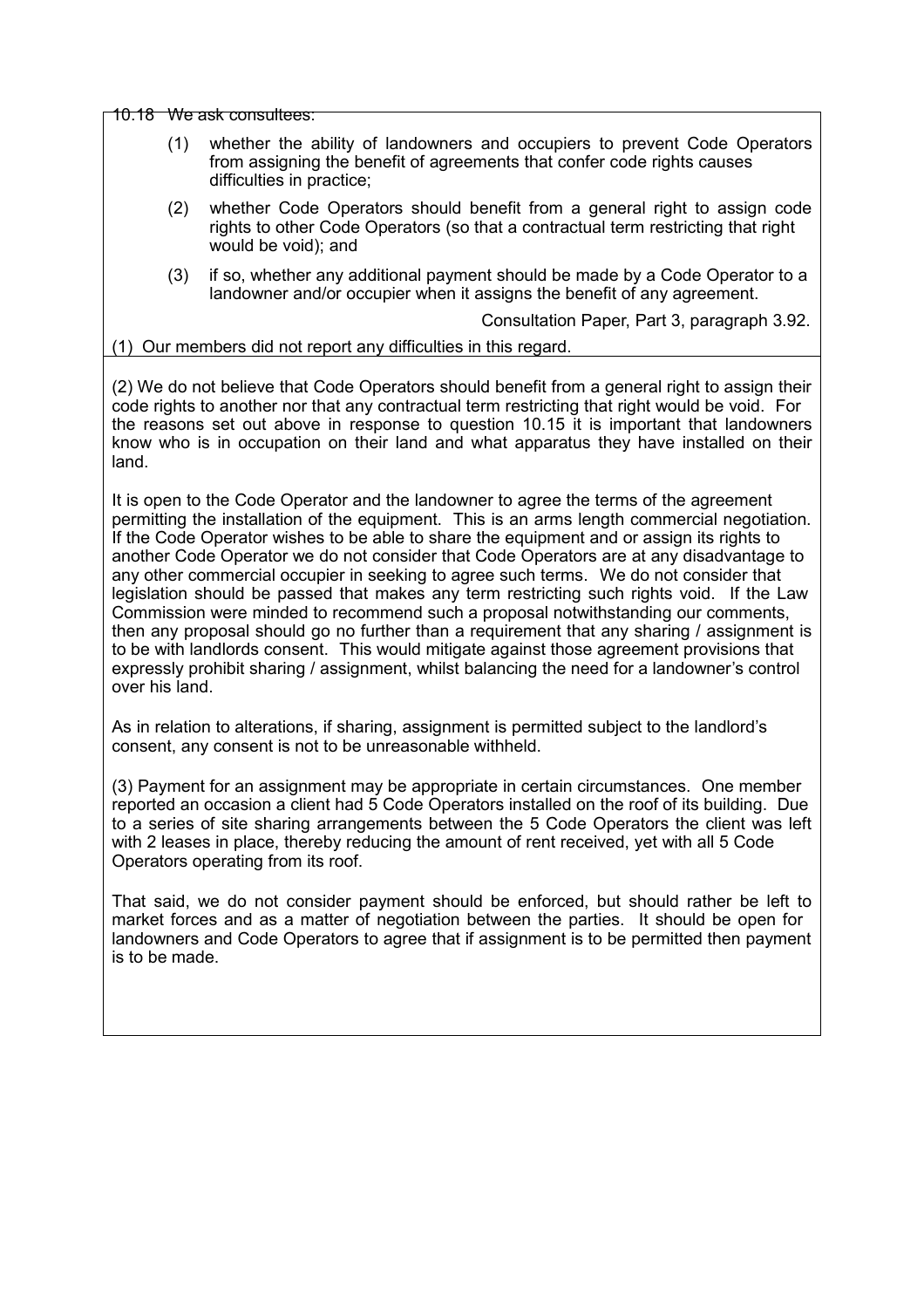10.18 We ask consultees:

(1) whether the ability of landowners and occupiers to prevent Code Operators from assigning the benefit of agreements that confer code rights causes difficulties in practice;

(2) whether Code Operators should benefit from a general right to assign code rights to other Code Operators (so that a contractual term restricting that right would be void); and

(3) if so, whether any additional payment should be made by a Code Operator to a landowner and/or occupier when it assigns the benefit of any agreement.

Consultation Paper, Part 3, paragraph 3.92.

(1) Our members did not report any difficulties in this regard.

(2) We do not believe that Code Operators should benefit from a general right to assign their code rights to another nor that any contractual term restricting that right would be void. For the reasons set out above in response to question 10.15 it is important that landowners know who is in occupation on their land and what apparatus they have installed on their land.

It is open to the Code Operator and the landowner to agree the terms of the agreement permitting the installation of the equipment. This is an arms length commercial negotiation. If the Code Operator wishes to be able to share the equipment and or assign its rights to another Code Operator we do not consider that Code Operators are at any disadvantage to any other commercial occupier in seeking to agree such terms. We do not consider that legislation should be passed that makes any term restricting such rights void. If the Law Commission were minded to recommend such a proposal notwithstanding our comments, then any proposal should go no further than a requirement that any sharing / assignment is to be with landlords consent. This would mitigate against those agreement provisions that expressly prohibit sharing / assignment, whilst balancing the need for a landowner's control over his land.

As in relation to alterations, if sharing, assignment is permitted subject to the landlord's consent, any consent is not to be unreasonable withheld.

(3) Payment for an assignment may be appropriate in certain circumstances. One member reported an occasion a client had 5 Code Operators installed on the roof of its building. Due to a series of site sharing arrangements between the 5 Code Operators the client was left with 2 leases in place, thereby reducing the amount of rent received, yet with all 5 Code Operators operating from its roof.

That said, we do not consider payment should be enforced, but should rather be left to market forces and as a matter of negotiation between the parties. It should be open for landowners and Code Operators to agree that if assignment is to be permitted then payment is to be made.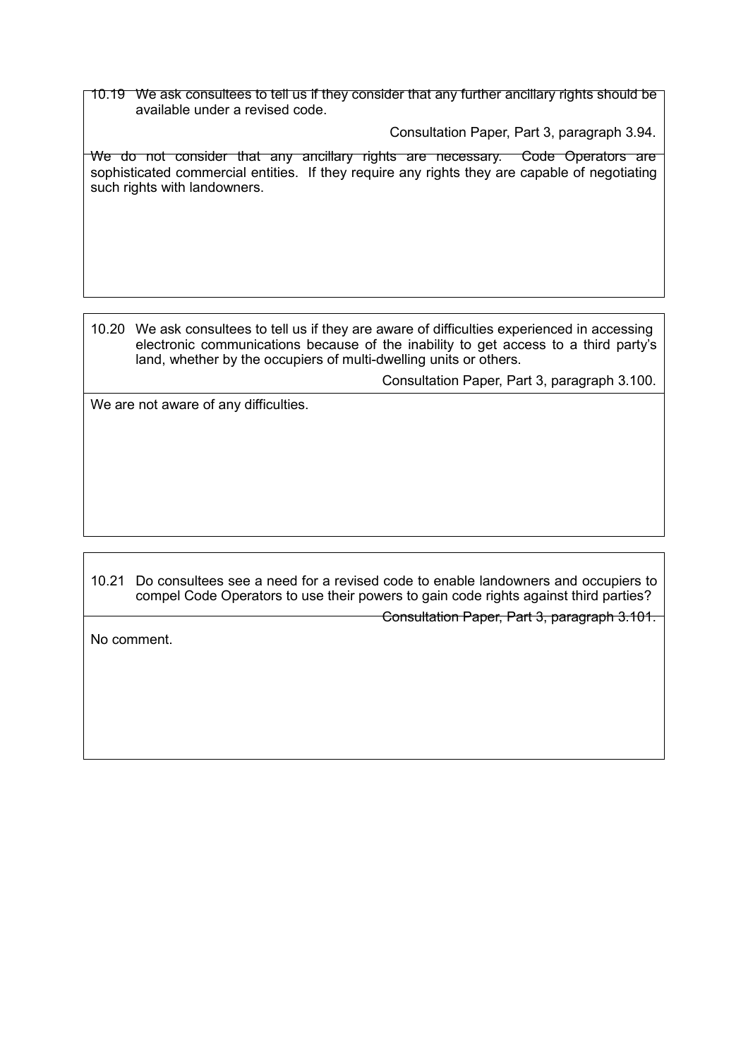10.19 We ask consultees to tell us if they consider that any further ancillary rights should be available under a revised code.

Consultation Paper, Part 3, paragraph 3.94.

We do not consider that any ancillary rights are necessary. Code Operators are sophisticated commercial entities. If they require any rights they are capable of negotiating such rights with landowners.

10.20 We ask consultees to tell us if they are aware of difficulties experienced in accessing electronic communications because of the inability to get access to a third party's land, whether by the occupiers of multi-dwelling units or others.

Consultation Paper, Part 3, paragraph 3.100.

We are not aware of any difficulties.

10.21 Do consultees see a need for a revised code to enable landowners and occupiers to compel Code Operators to use their powers to gain code rights against third parties?

Consultation Paper, Part 3, paragraph 3.101.

No comment.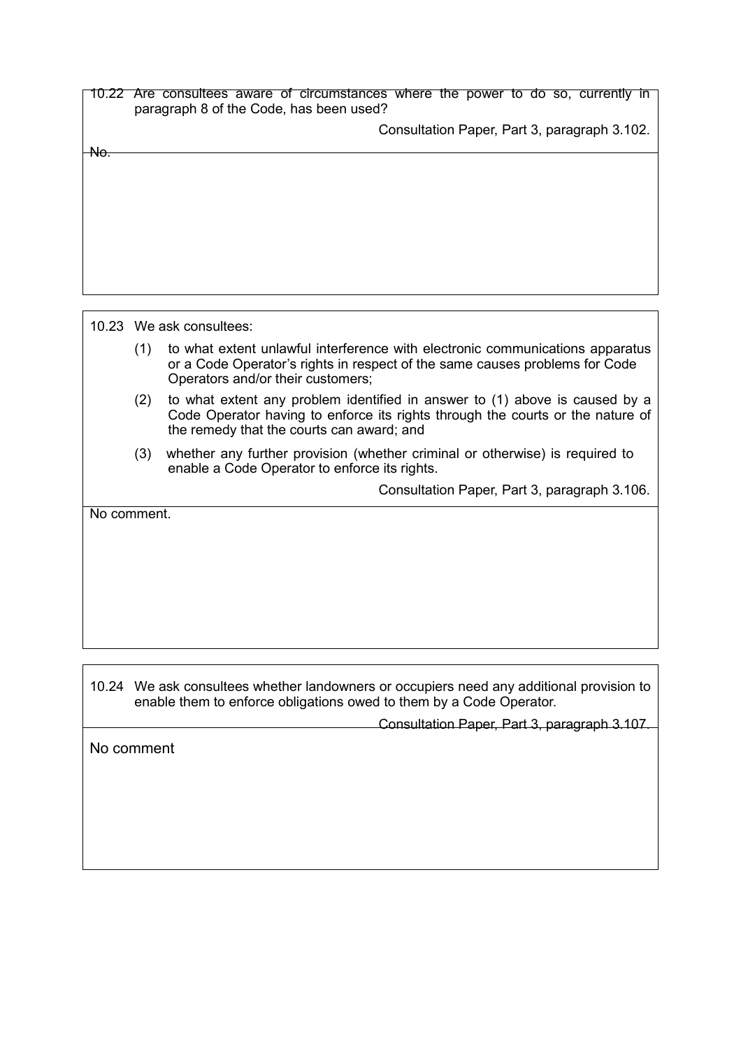10.22 Are consultees aware of circumstances where the power to do so, currently in paragraph 8 of the Code, has been used?

Consultation Paper, Part 3, paragraph 3.102.

No.

---

10.23 We ask consultees:

(1) to what extent unlawful interference with electronic communications apparatus or a Code Operator's rights in respect of the same causes problems for Code Operators and/or their customers;

(2) to what extent any problem identified in answer to (1) above is caused by a Code Operator having to enforce its rights through the courts or the nature of the remedy that the courts can award; and

(3) whether any further provision (whether criminal or otherwise) is required to enable a Code Operator to enforce its rights.

Consultation Paper, Part 3, paragraph 3.106.

No comment.

---

10.24 We ask consultees whether landowners or occupiers need any additional provision to enable them to enforce obligations owed to them by a Code Operator.

Consultation Paper, Part 3, paragraph 3.107.

No comment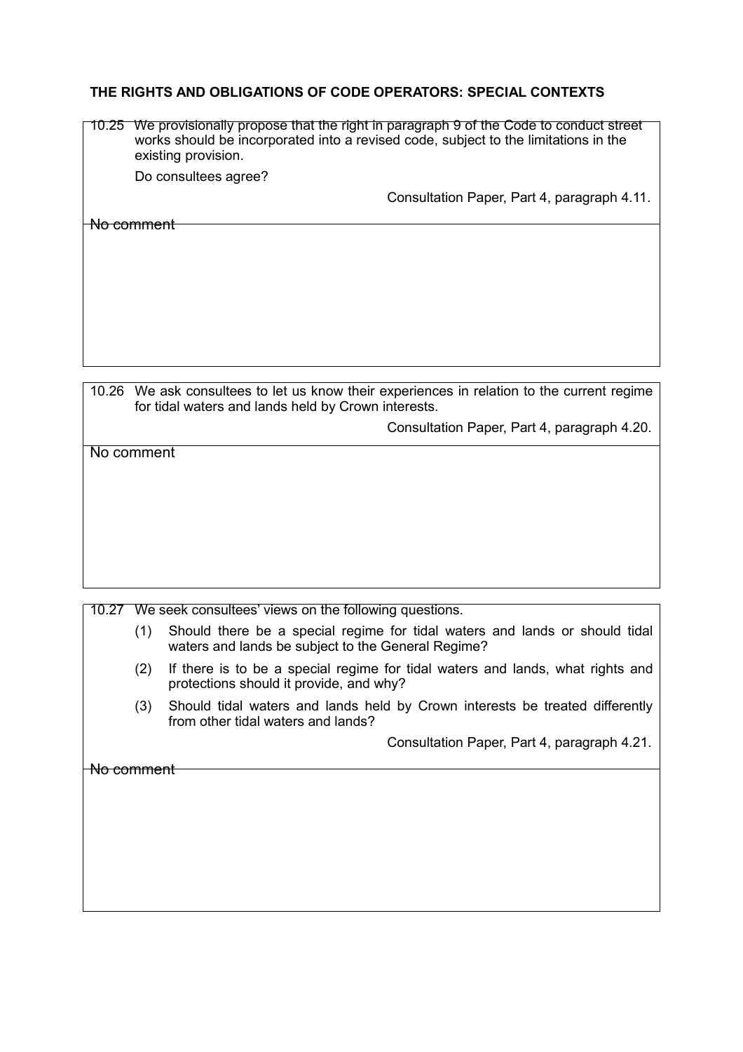## THE RIGHTS AND OBLIGATIONS OF CODE OPERATORS: SPECIAL CONTEXTS

10.25 We provisionally propose that the right in paragraph 9 of the Code to conduct street works should be incorporated into a revised code, subject to the limitations in the existing provision.

Do consultees agree?

Consultation Paper, Part 4, paragraph 4.11.

No comment

10.26 We ask consultees to let us know their experiences in relation to the current regime for tidal waters and lands held by Crown interests.

Consultation Paper, Part 4, paragraph 4.20.

No comment

10.27 We seek consultees' views on the following questions.

(1) Should there be a special regime for tidal waters and lands or should tidal waters and lands be subject to the General Regime?

(2) If there is to be a special regime for tidal waters and lands, what rights and protections should it provide, and why?

(3) Should tidal waters and lands held by Crown interests be treated differently from other tidal waters and lands?

Consultation Paper, Part 4, paragraph 4.21.

No comment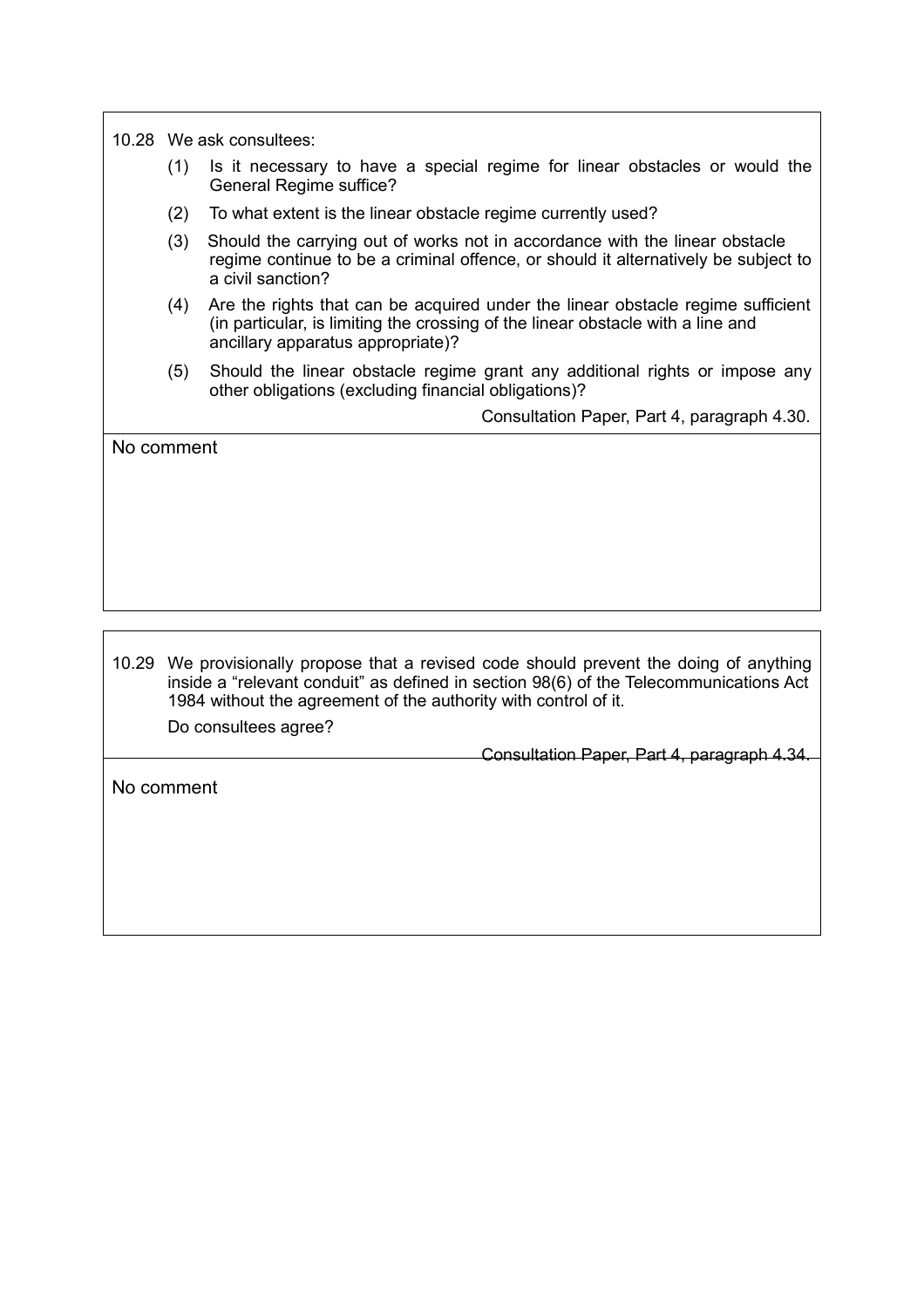10.28 We ask consultees:

(1) Is it necessary to have a special regime for linear obstacles or would the General Regime suffice?

(2) To what extent is the linear obstacle regime currently used?

(3) Should the carrying out of works not in accordance with the linear obstacle regime continue to be a criminal offence, or should it alternatively be subject to a civil sanction?

(4) Are the rights that can be acquired under the linear obstacle regime sufficient (in particular, is limiting the crossing of the linear obstacle with a line and ancillary apparatus appropriate)?

(5) Should the linear obstacle regime grant any additional rights or impose any other obligations (excluding financial obligations)?

Consultation Paper, Part 4, paragraph 4.30.

No comment

10.29 We provisionally propose that a revised code should prevent the doing of anything inside a "relevant conduit" as defined in section 98(6) of the Telecommunications Act 1984 without the agreement of the authority with control of it.

Do consultees agree?

Consultation Paper, Part 4, paragraph 4.34.

No comment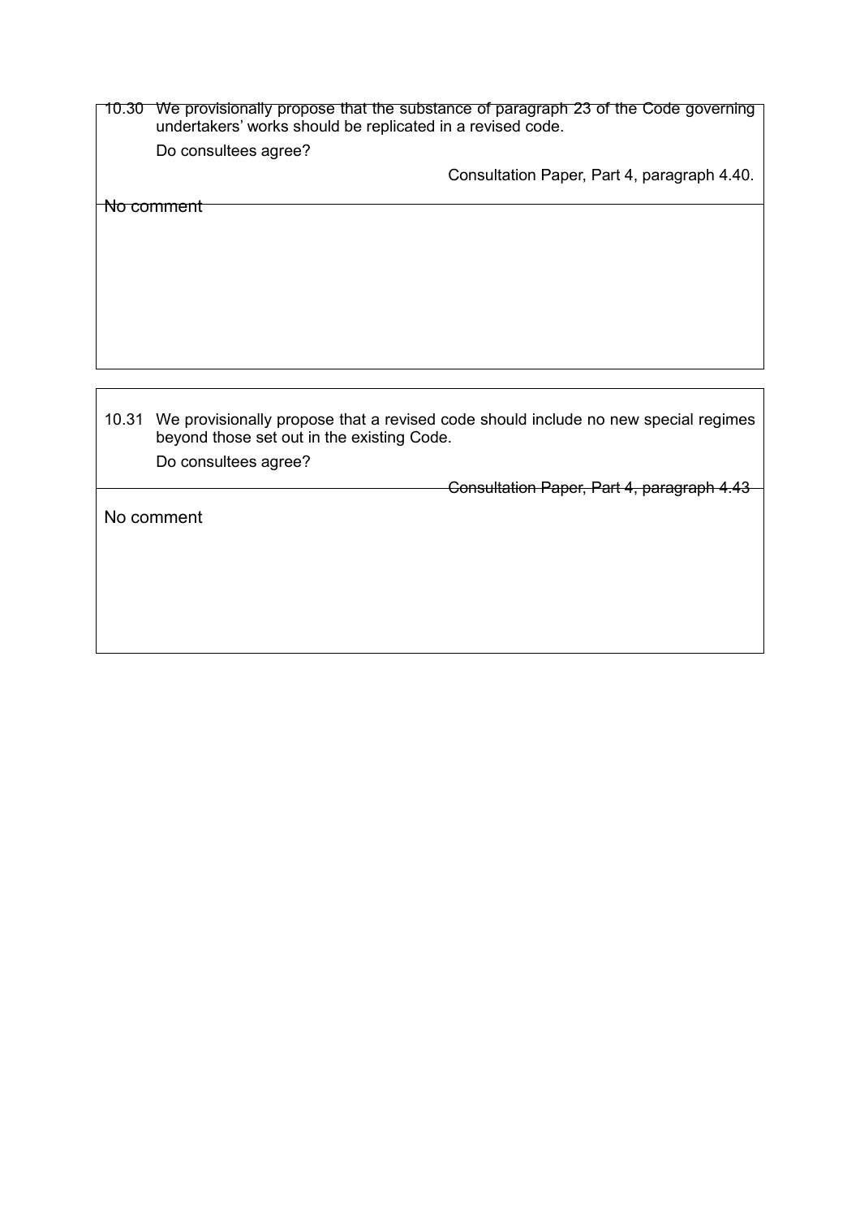10.30 We provisionally propose that the substance of paragraph 23 of the Code governing undertakers' works should be replicated in a revised code.

Do consultees agree?

Consultation Paper, Part 4, paragraph 4.40.

No comment

10.31 We provisionally propose that a revised code should include no new special regimes beyond those set out in the existing Code.

Do consultees agree?

Consultation Paper, Part 4, paragraph 4.43

No comment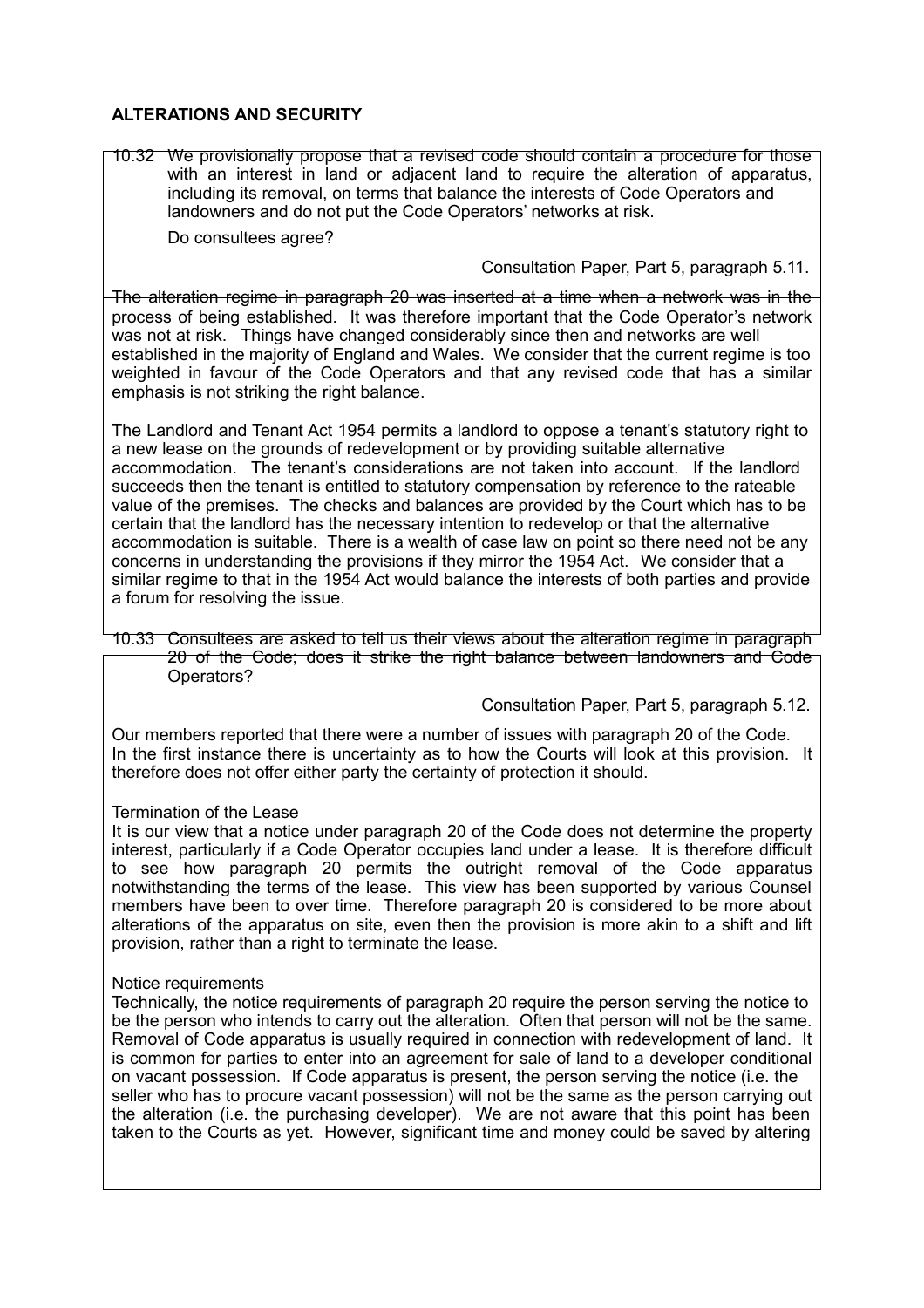**ALTERATIONS AND SECURITY**

10.32 We provisionally propose that a revised code should contain a procedure for those with an interest in land or adjacent land to require the alteration of apparatus, including its removal, on terms that balance the interests of Code Operators and landowners and do not put the Code Operators' networks at risk.

Do consultees agree?

Consultation Paper, Part 5, paragraph 5.11.

The alteration regime in paragraph 20 was inserted at a time when a network was in the process of being established. It was therefore important that the Code Operator's network was not at risk. Things have changed considerably since then and networks are well established in the majority of England and Wales. We consider that the current regime is too weighted in favour of the Code Operators and that any revised code that has a similar emphasis is not striking the right balance.

The Landlord and Tenant Act 1954 permits a landlord to oppose a tenant's statutory right to a new lease on the grounds of redevelopment or by providing suitable alternative accommodation. The tenant's considerations are not taken into account. If the landlord succeeds then the tenant is entitled to statutory compensation by reference to the rateable value of the premises. The checks and balances are provided by the Court which has to be certain that the landlord has the necessary intention to redevelop or that the alternative accommodation is suitable. There is a wealth of case law on point so there need not be any concerns in understanding the provisions if they mirror the 1954 Act. We consider that a similar regime to that in the 1954 Act would balance the interests of both parties and provide a forum for resolving the issue.

10.33 Consultees are asked to tell us their views about the alteration regime in paragraph 20 of the Code; does it strike the right balance between landowners and Code Operators?

Consultation Paper, Part 5, paragraph 5.12.

Our members reported that there were a number of issues with paragraph 20 of the Code. In the first instance there is uncertainty as to how the Courts will look at this provision. It therefore does not offer either party the certainty of protection it should.

Termination of the Lease

It is our view that a notice under paragraph 20 of the Code does not determine the property interest, particularly if a Code Operator occupies land under a lease. It is therefore difficult to see how paragraph 20 permits the outright removal of the Code apparatus notwithstanding the terms of the lease. This view has been supported by various Counsel members have been to over time. Therefore paragraph 20 is considered to be more about alterations of the apparatus on site, even then the provision is more akin to a shift and lift provision, rather than a right to terminate the lease.

Notice requirements

Technically, the notice requirements of paragraph 20 require the person serving the notice to be the person who intends to carry out the alteration. Often that person will not be the same. Removal of Code apparatus is usually required in connection with redevelopment of land. It is common for parties to enter into an agreement for sale of land to a developer conditional on vacant possession. If Code apparatus is present, the person serving the notice (i.e. the seller who has to procure vacant possession) will not be the same as the person carrying out the alteration (i.e. the purchasing developer). We are not aware that this point has been taken to the Courts as yet. However, significant time and money could be saved by altering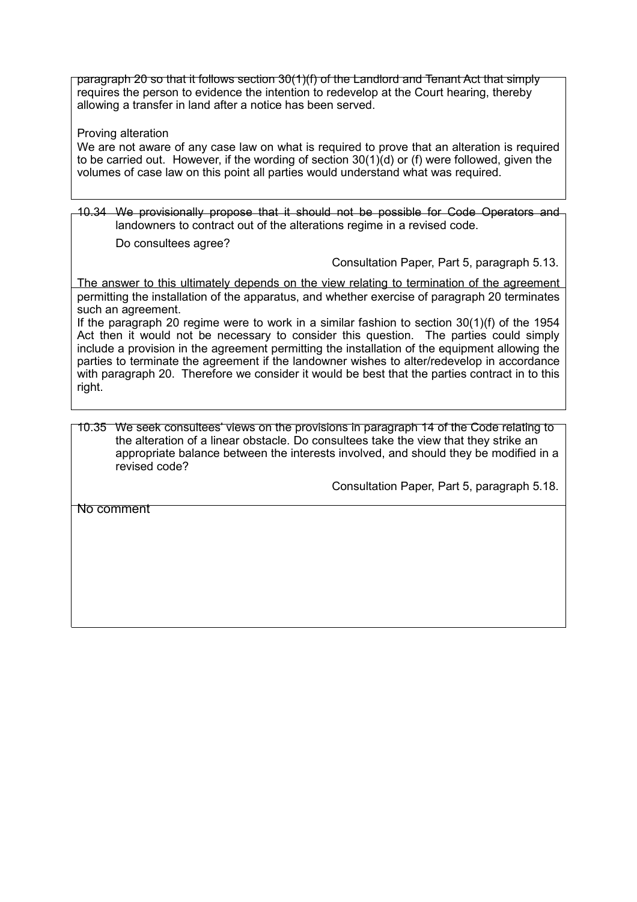paragraph 20 so that it follows section 30(1)(f) of the Landlord and Tenant Act that simply requires the person to evidence the intention to redevelop at the Court hearing, thereby allowing a transfer in land after a notice has been served.

Proving alteration

We are not aware of any case law on what is required to prove that an alteration is required to be carried out. However, if the wording of section 30(1)(d) or (f) were followed, given the volumes of case law on this point all parties would understand what was required.

10.34 We provisionally propose that it should not be possible for Code Operators and landowners to contract out of the alterations regime in a revised code.

Do consultees agree?

Consultation Paper, Part 5, paragraph 5.13.

The answer to this ultimately depends on the view relating to termination of the agreement permitting the installation of the apparatus, and whether exercise of paragraph 20 terminates such an agreement.

If the paragraph 20 regime were to work in a similar fashion to section 30(1)(f) of the 1954 Act then it would not be necessary to consider this question. The parties could simply include a provision in the agreement permitting the installation of the equipment allowing the parties to terminate the agreement if the landowner wishes to alter/redevelop in accordance with paragraph 20. Therefore we consider it would be best that the parties contract in to this right.

10.35 We seek consultees' views on the provisions in paragraph 14 of the Code relating to the alteration of a linear obstacle. Do consultees take the view that they strike an appropriate balance between the interests involved, and should they be modified in a revised code?

Consultation Paper, Part 5, paragraph 5.18.

No comment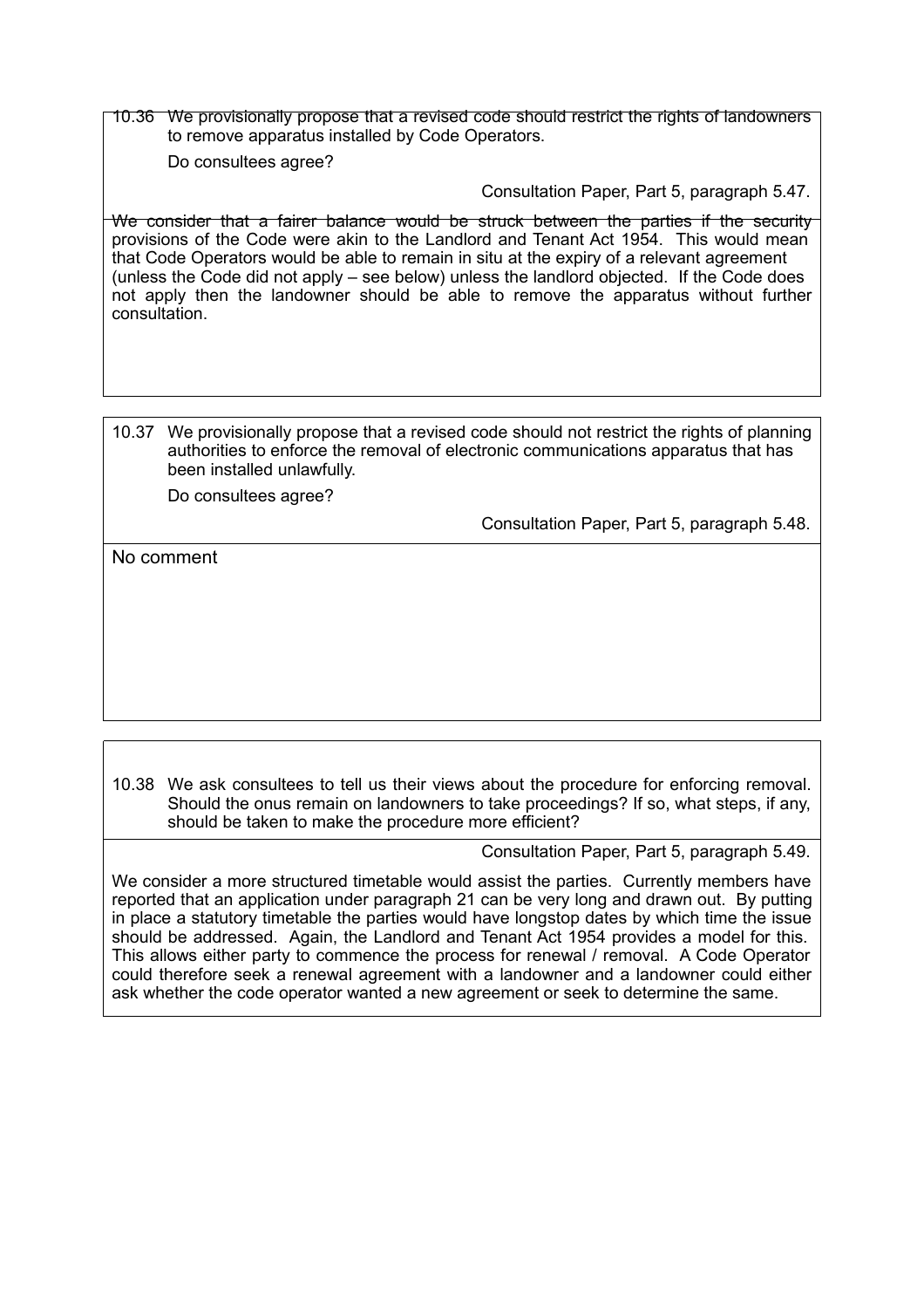10.36 We provisionally propose that a revised code should restrict the rights of landowners to remove apparatus installed by Code Operators.

Do consultees agree?

Consultation Paper, Part 5, paragraph 5.47.

We consider that a fairer balance would be struck between the parties if the security provisions of the Code were akin to the Landlord and Tenant Act 1954. This would mean that Code Operators would be able to remain in situ at the expiry of a relevant agreement (unless the Code did not apply – see below) unless the landlord objected. If the Code does not apply then the landowner should be able to remove the apparatus without further consultation.

10.37 We provisionally propose that a revised code should not restrict the rights of planning authorities to enforce the removal of electronic communications apparatus that has been installed unlawfully.

Do consultees agree?

Consultation Paper, Part 5, paragraph 5.48.

No comment

10.38 We ask consultees to tell us their views about the procedure for enforcing removal. Should the onus remain on landowners to take proceedings? If so, what steps, if any, should be taken to make the procedure more efficient?

Consultation Paper, Part 5, paragraph 5.49.

We consider a more structured timetable would assist the parties. Currently members have reported that an application under paragraph 21 can be very long and drawn out. By putting in place a statutory timetable the parties would have longstop dates by which time the issue should be addressed. Again, the Landlord and Tenant Act 1954 provides a model for this. This allows either party to commence the process for renewal / removal. A Code Operator could therefore seek a renewal agreement with a landowner and a landowner could either ask whether the code operator wanted a new agreement or seek to determine the same.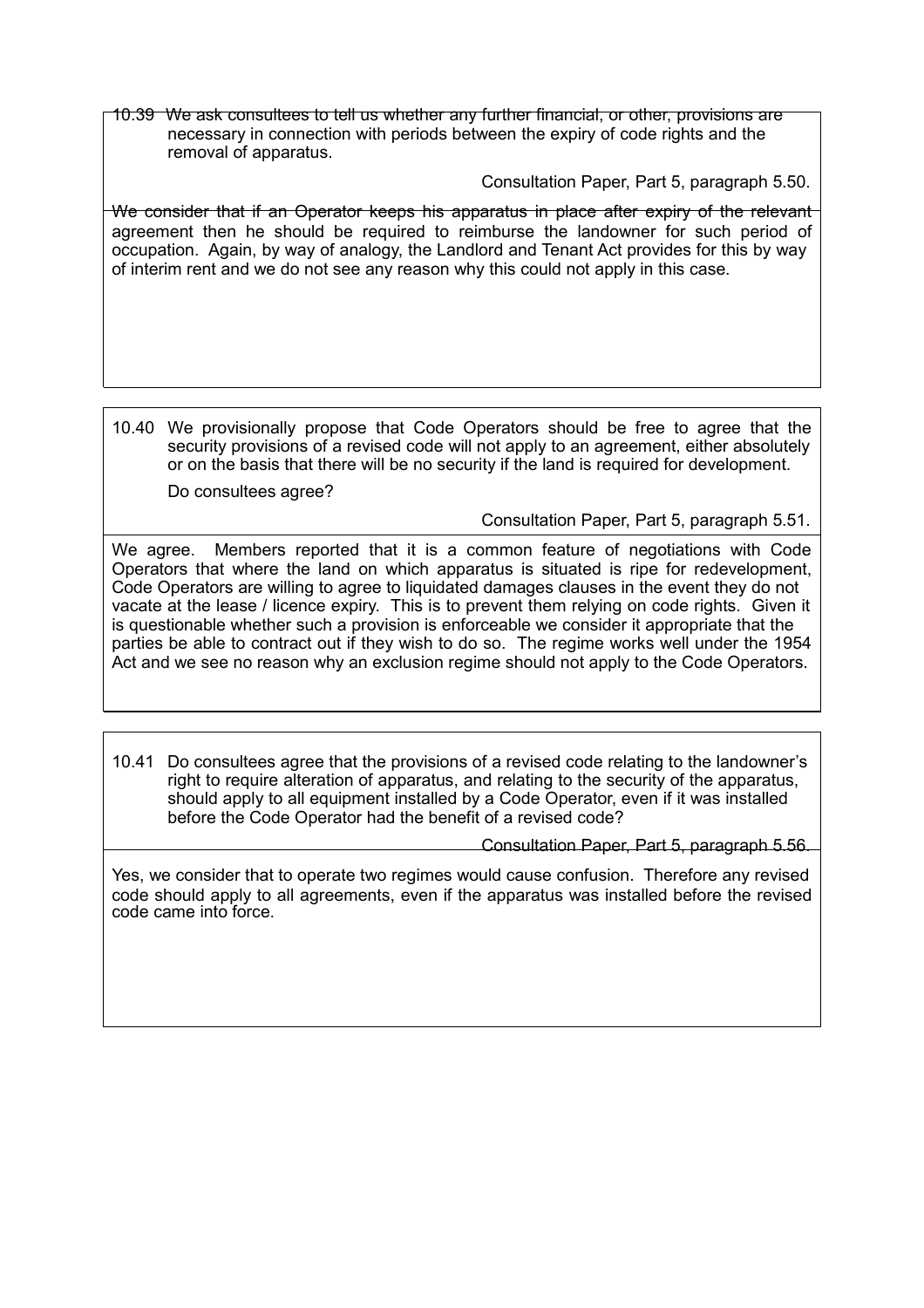10.39 We ask consultees to tell us whether any further financial, or other, provisions are necessary in connection with periods between the expiry of code rights and the removal of apparatus.

Consultation Paper, Part 5, paragraph 5.50.

We consider that if an Operator keeps his apparatus in place after expiry of the relevant agreement then he should be required to reimburse the landowner for such period of occupation. Again, by way of analogy, the Landlord and Tenant Act provides for this by way of interim rent and we do not see any reason why this could not apply in this case.

10.40 We provisionally propose that Code Operators should be free to agree that the security provisions of a revised code will not apply to an agreement, either absolutely or on the basis that there will be no security if the land is required for development.

Do consultees agree?

Consultation Paper, Part 5, paragraph 5.51.

We agree. Members reported that it is a common feature of negotiations with Code Operators that where the land on which apparatus is situated is ripe for redevelopment, Code Operators are willing to agree to liquidated damages clauses in the event they do not vacate at the lease / licence expiry. This is to prevent them relying on code rights. Given it is questionable whether such a provision is enforceable we consider it appropriate that the parties be able to contract out if they wish to do so. The regime works well under the 1954 Act and we see no reason why an exclusion regime should not apply to the Code Operators.

10.41 Do consultees agree that the provisions of a revised code relating to the landowner's right to require alteration of apparatus, and relating to the security of the apparatus, should apply to all equipment installed by a Code Operator, even if it was installed before the Code Operator had the benefit of a revised code?

Consultation Paper, Part 5, paragraph 5.56.

Yes, we consider that to operate two regimes would cause confusion. Therefore any revised code should apply to all agreements, even if the apparatus was installed before the revised code came into force.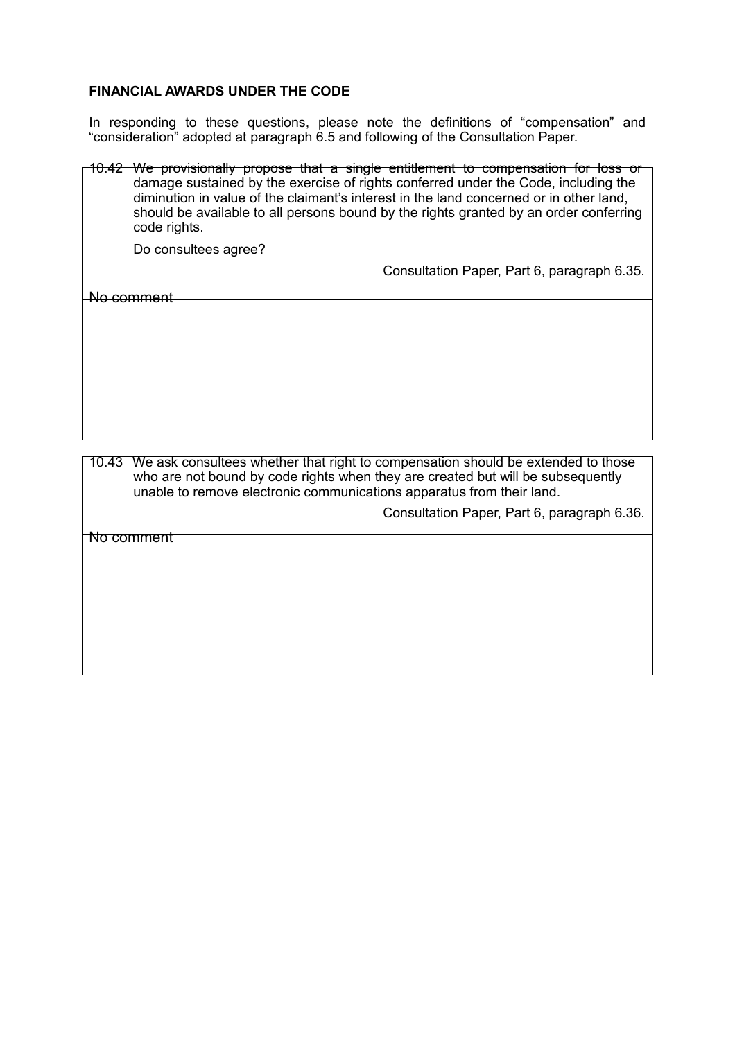**FINANCIAL AWARDS UNDER THE CODE**

In responding to these questions, please note the definitions of "compensation" and "consideration" adopted at paragraph 6.5 and following of the Consultation Paper.

10.42 We provisionally propose that a single entitlement to compensation for loss or damage sustained by the exercise of rights conferred under the Code, including the diminution in value of the claimant's interest in the land concerned or in other land, should be available to all persons bound by the rights granted by an order conferring code rights.

Do consultees agree?

Consultation Paper, Part 6, paragraph 6.35.

No comment

10.43 We ask consultees whether that right to compensation should be extended to those who are not bound by code rights when they are created but will be subsequently unable to remove electronic communications apparatus from their land.

Consultation Paper, Part 6, paragraph 6.36.

No comment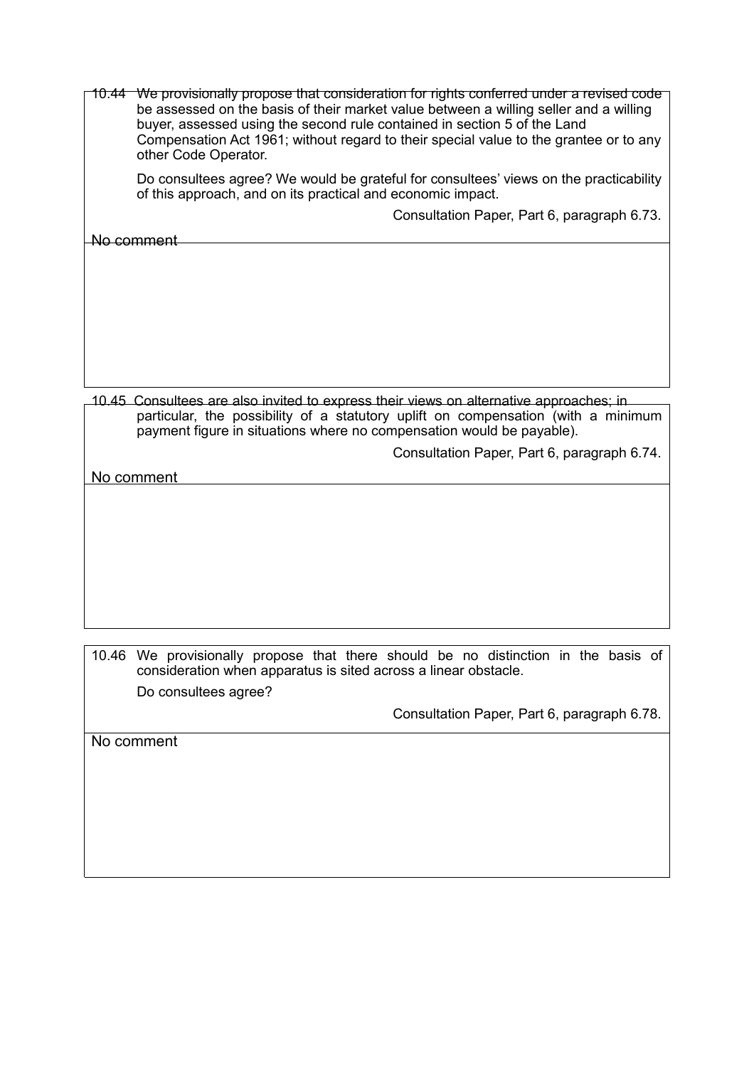10.44 We provisionally propose that consideration for rights conferred under a revised code be assessed on the basis of their market value between a willing seller and a willing buyer, assessed using the second rule contained in section 5 of the Land Compensation Act 1961; without regard to their special value to the grantee or to any other Code Operator.

Do consultees agree? We would be grateful for consultees' views on the practicability of this approach, and on its practical and economic impact.

Consultation Paper, Part 6, paragraph 6.73.

No comment

10.45 Consultees are also invited to express their views on alternative approaches; in particular, the possibility of a statutory uplift on compensation (with a minimum payment figure in situations where no compensation would be payable).

Consultation Paper, Part 6, paragraph 6.74.

No comment

10.46 We provisionally propose that there should be no distinction in the basis of consideration when apparatus is sited across a linear obstacle.

Do consultees agree?

Consultation Paper, Part 6, paragraph 6.78.

No comment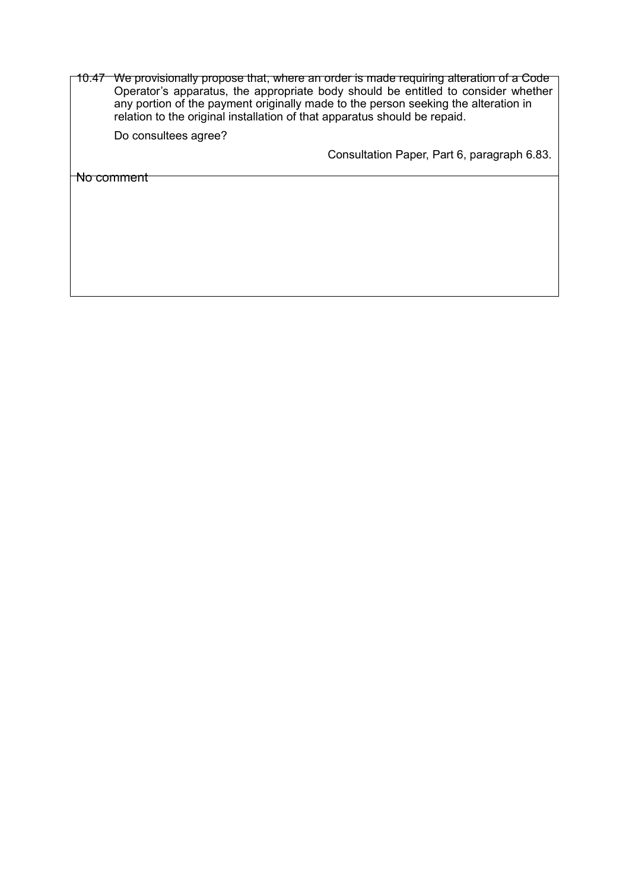10.47 We provisionally propose that, where an order is made requiring alteration of a Code Operator's apparatus, the appropriate body should be entitled to consider whether any portion of the payment originally made to the person seeking the alteration in relation to the original installation of that apparatus should be repaid.

Do consultees agree?

Consultation Paper, Part 6, paragraph 6.83.

No comment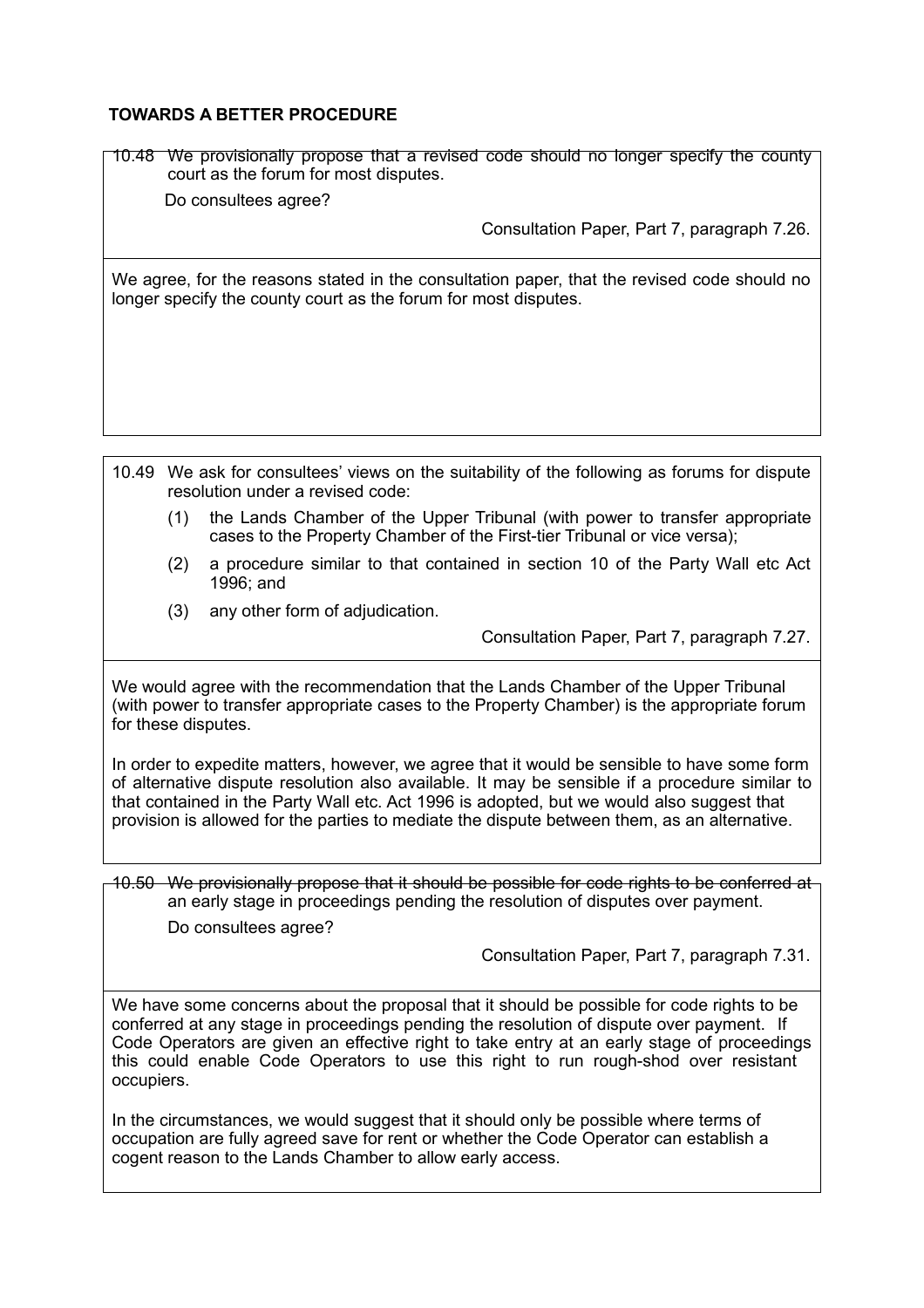## TOWARDS A BETTER PROCEDURE

10.48 We provisionally propose that a revised code should no longer specify the county court as the forum for most disputes.

Do consultees agree?

Consultation Paper, Part 7, paragraph 7.26.

We agree, for the reasons stated in the consultation paper, that the revised code should no longer specify the county court as the forum for most disputes.

10.49 We ask for consultees' views on the suitability of the following as forums for dispute resolution under a revised code:

(1) the Lands Chamber of the Upper Tribunal (with power to transfer appropriate cases to the Property Chamber of the First-tier Tribunal or vice versa);

(2) a procedure similar to that contained in section 10 of the Party Wall etc Act 1996; and

(3) any other form of adjudication.

Consultation Paper, Part 7, paragraph 7.27.

We would agree with the recommendation that the Lands Chamber of the Upper Tribunal (with power to transfer appropriate cases to the Property Chamber) is the appropriate forum for these disputes.

In order to expedite matters, however, we agree that it would be sensible to have some form of alternative dispute resolution also available. It may be sensible if a procedure similar to that contained in the Party Wall etc. Act 1996 is adopted, but we would also suggest that provision is allowed for the parties to mediate the dispute between them, as an alternative.

10.50 We provisionally propose that it should be possible for code rights to be conferred at an early stage in proceedings pending the resolution of disputes over payment.

Do consultees agree?

Consultation Paper, Part 7, paragraph 7.31.

We have some concerns about the proposal that it should be possible for code rights to be conferred at any stage in proceedings pending the resolution of dispute over payment. If Code Operators are given an effective right to take entry at an early stage of proceedings this could enable Code Operators to use this right to run rough-shod over resistant occupiers.

In the circumstances, we would suggest that it should only be possible where terms of occupation are fully agreed save for rent or whether the Code Operator can establish a cogent reason to the Lands Chamber to allow early access.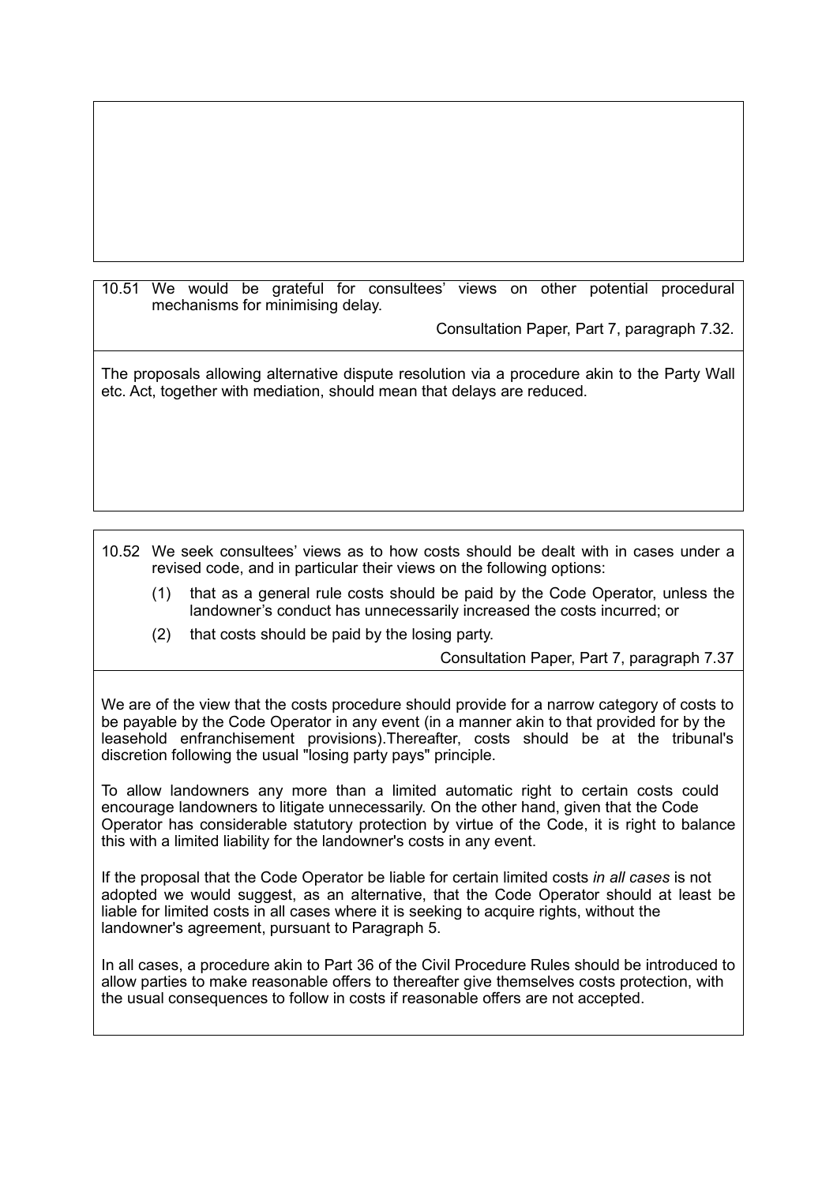10.51 We would be grateful for consultees' views on other potential procedural mechanisms for minimising delay.

Consultation Paper, Part 7, paragraph 7.32.

The proposals allowing alternative dispute resolution via a procedure akin to the Party Wall etc. Act, together with mediation, should mean that delays are reduced.

10.52 We seek consultees' views as to how costs should be dealt with in cases under a revised code, and in particular their views on the following options:

(1) that as a general rule costs should be paid by the Code Operator, unless the landowner's conduct has unnecessarily increased the costs incurred; or

(2) that costs should be paid by the losing party.

Consultation Paper, Part 7, paragraph 7.37

We are of the view that the costs procedure should provide for a narrow category of costs to be payable by the Code Operator in any event (in a manner akin to that provided for by the leasehold enfranchisement provisions).Thereafter, costs should be at the tribunal's discretion following the usual "losing party pays" principle.

To allow landowners any more than a limited automatic right to certain costs could encourage landowners to litigate unnecessarily. On the other hand, given that the Code Operator has considerable statutory protection by virtue of the Code, it is right to balance this with a limited liability for the landowner's costs in any event.

If the proposal that the Code Operator be liable for certain limited costs *in all cases* is not adopted we would suggest, as an alternative, that the Code Operator should at least be liable for limited costs in all cases where it is seeking to acquire rights, without the landowner's agreement, pursuant to Paragraph 5.

In all cases, a procedure akin to Part 36 of the Civil Procedure Rules should be introduced to allow parties to make reasonable offers to thereafter give themselves costs protection, with the usual consequences to follow in costs if reasonable offers are not accepted.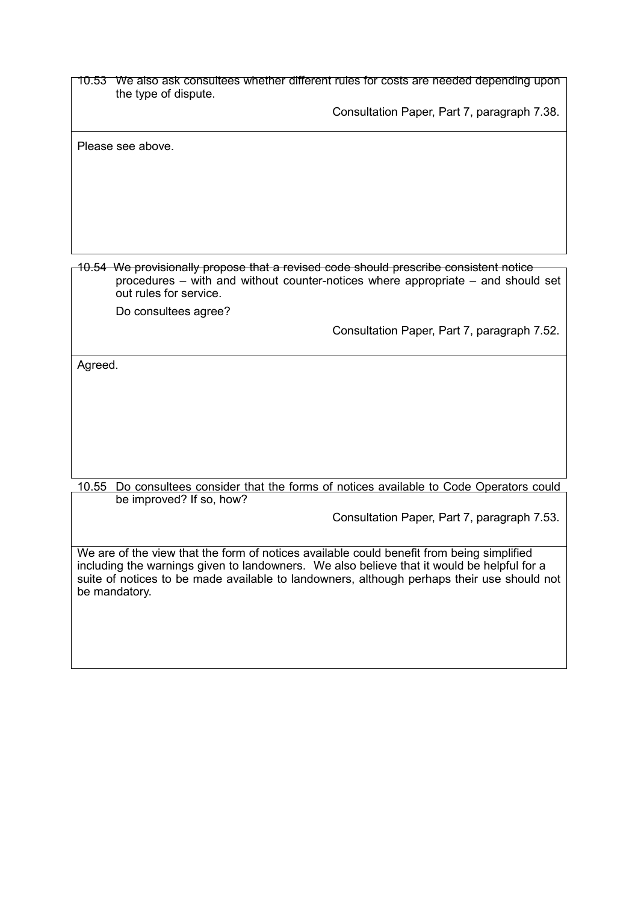10.53 We also ask consultees whether different rules for costs are needed depending upon the type of dispute.

Consultation Paper, Part 7, paragraph 7.38.

Please see above.

10.54 We provisionally propose that a revised code should prescribe consistent notice procedures – with and without counter-notices where appropriate – and should set out rules for service.

Do consultees agree?

Consultation Paper, Part 7, paragraph 7.52.

Agreed.

10.55 Do consultees consider that the forms of notices available to Code Operators could be improved? If so, how?

Consultation Paper, Part 7, paragraph 7.53.

We are of the view that the form of notices available could benefit from being simplified including the warnings given to landowners. We also believe that it would be helpful for a suite of notices to be made available to landowners, although perhaps their use should not be mandatory.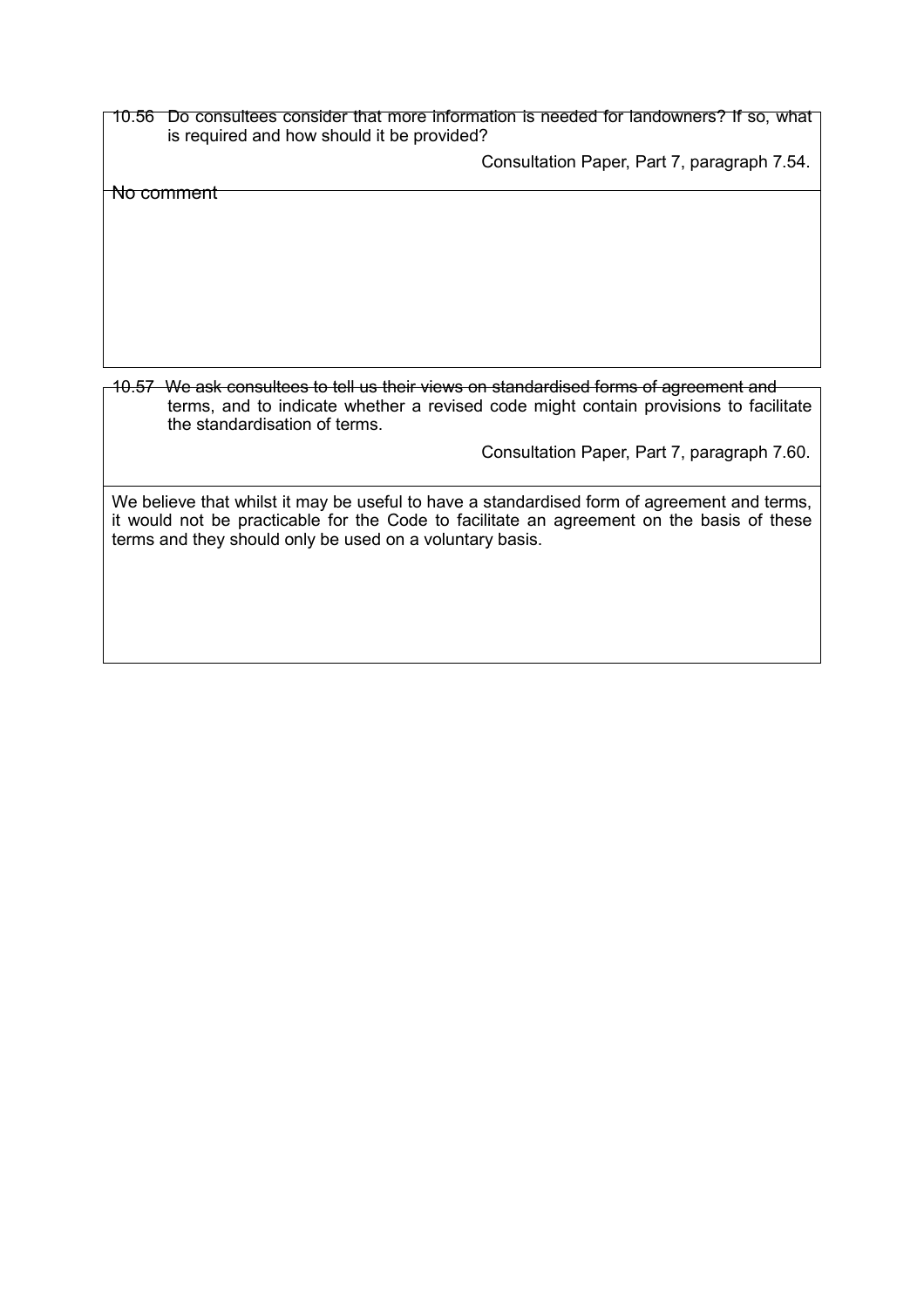10.56 Do consultees consider that more information is needed for landowners? If so, what is required and how should it be provided?

Consultation Paper, Part 7, paragraph 7.54.

No comment

---

10.57 We ask consultees to tell us their views on standardised forms of agreement and terms, and to indicate whether a revised code might contain provisions to facilitate the standardisation of terms.

Consultation Paper, Part 7, paragraph 7.60.

We believe that whilst it may be useful to have a standardised form of agreement and terms, it would not be practicable for the Code to facilitate an agreement on the basis of these terms and they should only be used on a voluntary basis.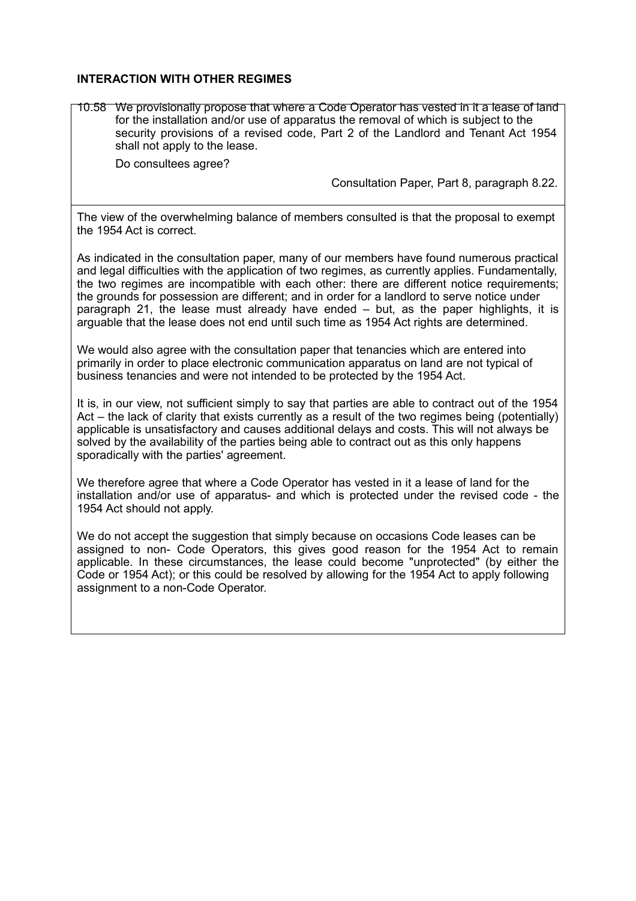**INTERACTION WITH OTHER REGIMES**

10.58 We provisionally propose that where a Code Operator has vested in it a lease of land for the installation and/or use of apparatus the removal of which is subject to the security provisions of a revised code, Part 2 of the Landlord and Tenant Act 1954 shall not apply to the lease.

Do consultees agree?

Consultation Paper, Part 8, paragraph 8.22.

The view of the overwhelming balance of members consulted is that the proposal to exempt the 1954 Act is correct.

As indicated in the consultation paper, many of our members have found numerous practical and legal difficulties with the application of two regimes, as currently applies. Fundamentally, the two regimes are incompatible with each other: there are different notice requirements; the grounds for possession are different; and in order for a landlord to serve notice under paragraph 21, the lease must already have ended – but, as the paper highlights, it is arguable that the lease does not end until such time as 1954 Act rights are determined.

We would also agree with the consultation paper that tenancies which are entered into primarily in order to place electronic communication apparatus on land are not typical of business tenancies and were not intended to be protected by the 1954 Act.

It is, in our view, not sufficient simply to say that parties are able to contract out of the 1954 Act – the lack of clarity that exists currently as a result of the two regimes being (potentially) applicable is unsatisfactory and causes additional delays and costs. This will not always be solved by the availability of the parties being able to contract out as this only happens sporadically with the parties' agreement.

We therefore agree that where a Code Operator has vested in it a lease of land for the installation and/or use of apparatus- and which is protected under the revised code - the 1954 Act should not apply.

We do not accept the suggestion that simply because on occasions Code leases can be assigned to non- Code Operators, this gives good reason for the 1954 Act to remain applicable. In these circumstances, the lease could become "unprotected" (by either the Code or 1954 Act); or this could be resolved by allowing for the 1954 Act to apply following assignment to a non-Code Operator.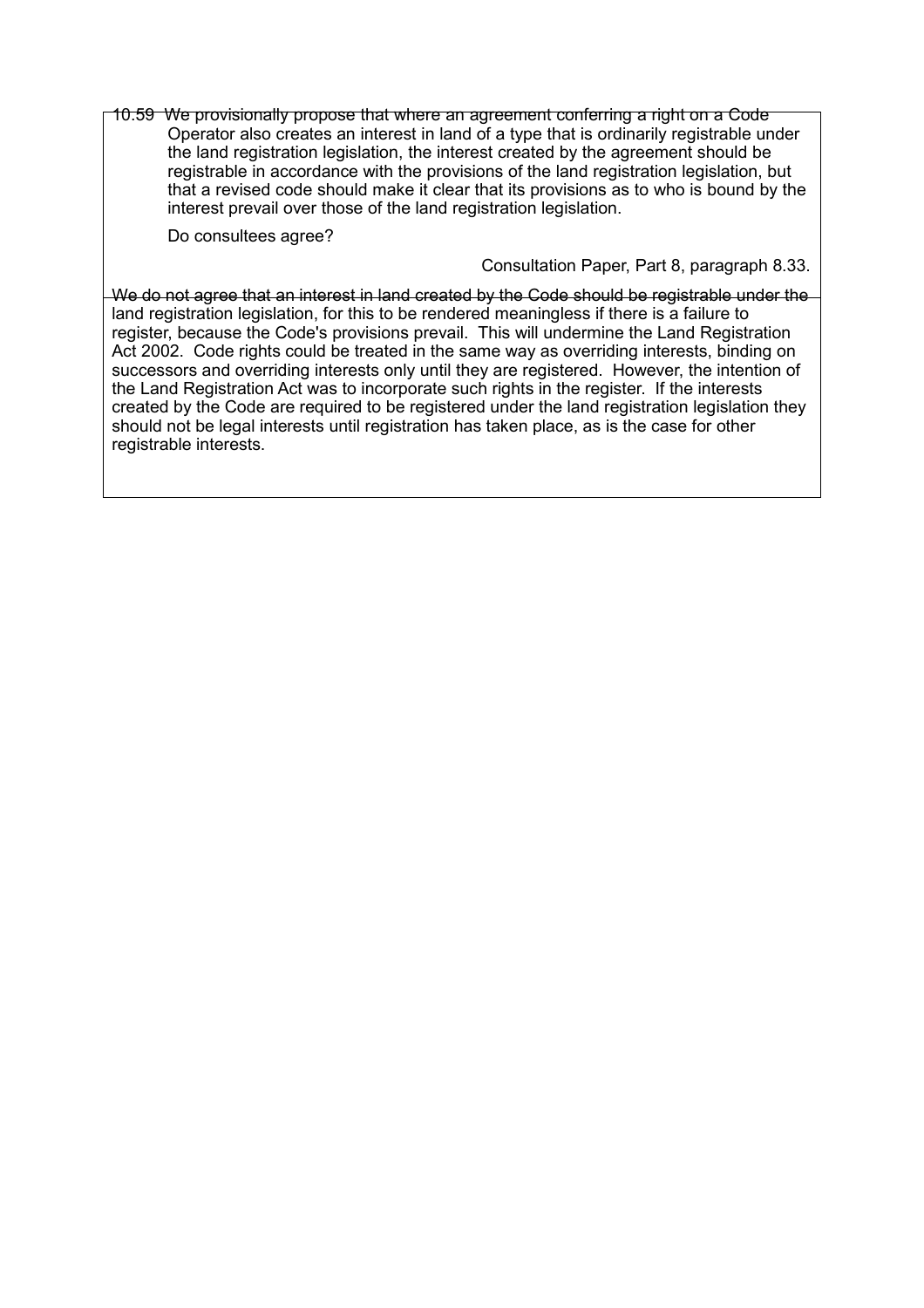10.59 We provisionally propose that where an agreement conferring a right on a Code Operator also creates an interest in land of a type that is ordinarily registrable under the land registration legislation, the interest created by the agreement should be registrable in accordance with the provisions of the land registration legislation, but that a revised code should make it clear that its provisions as to who is bound by the interest prevail over those of the land registration legislation.

Do consultees agree?

Consultation Paper, Part 8, paragraph 8.33.

We do not agree that an interest in land created by the Code should be registrable under the land registration legislation, for this to be rendered meaningless if there is a failure to register, because the Code's provisions prevail. This will undermine the Land Registration Act 2002. Code rights could be treated in the same way as overriding interests, binding on successors and overriding interests only until they are registered. However, the intention of the Land Registration Act was to incorporate such rights in the register. If the interests created by the Code are required to be registered under the land registration legislation they should not be legal interests until registration has taken place, as is the case for other registrable interests.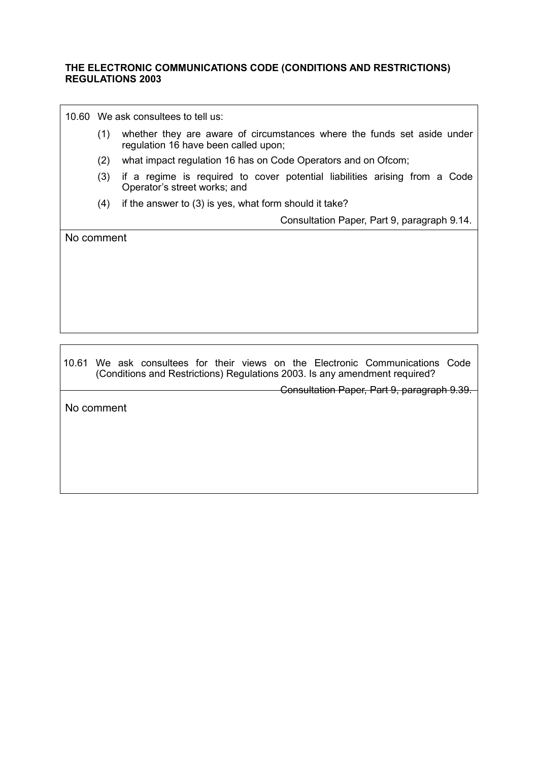**THE ELECTRONIC COMMUNICATIONS CODE (CONDITIONS AND RESTRICTIONS) REGULATIONS 2003**

10.60 We ask consultees to tell us:

(1) whether they are aware of circumstances where the funds set aside under regulation 16 have been called upon;

(2) what impact regulation 16 has on Code Operators and on Ofcom;

(3) if a regime is required to cover potential liabilities arising from a Code Operator's street works; and

(4) if the answer to (3) is yes, what form should it take?

Consultation Paper, Part 9, paragraph 9.14.

No comment

10.61 We ask consultees for their views on the Electronic Communications Code (Conditions and Restrictions) Regulations 2003. Is any amendment required?

Consultation Paper, Part 9, paragraph 9.39.

No comment